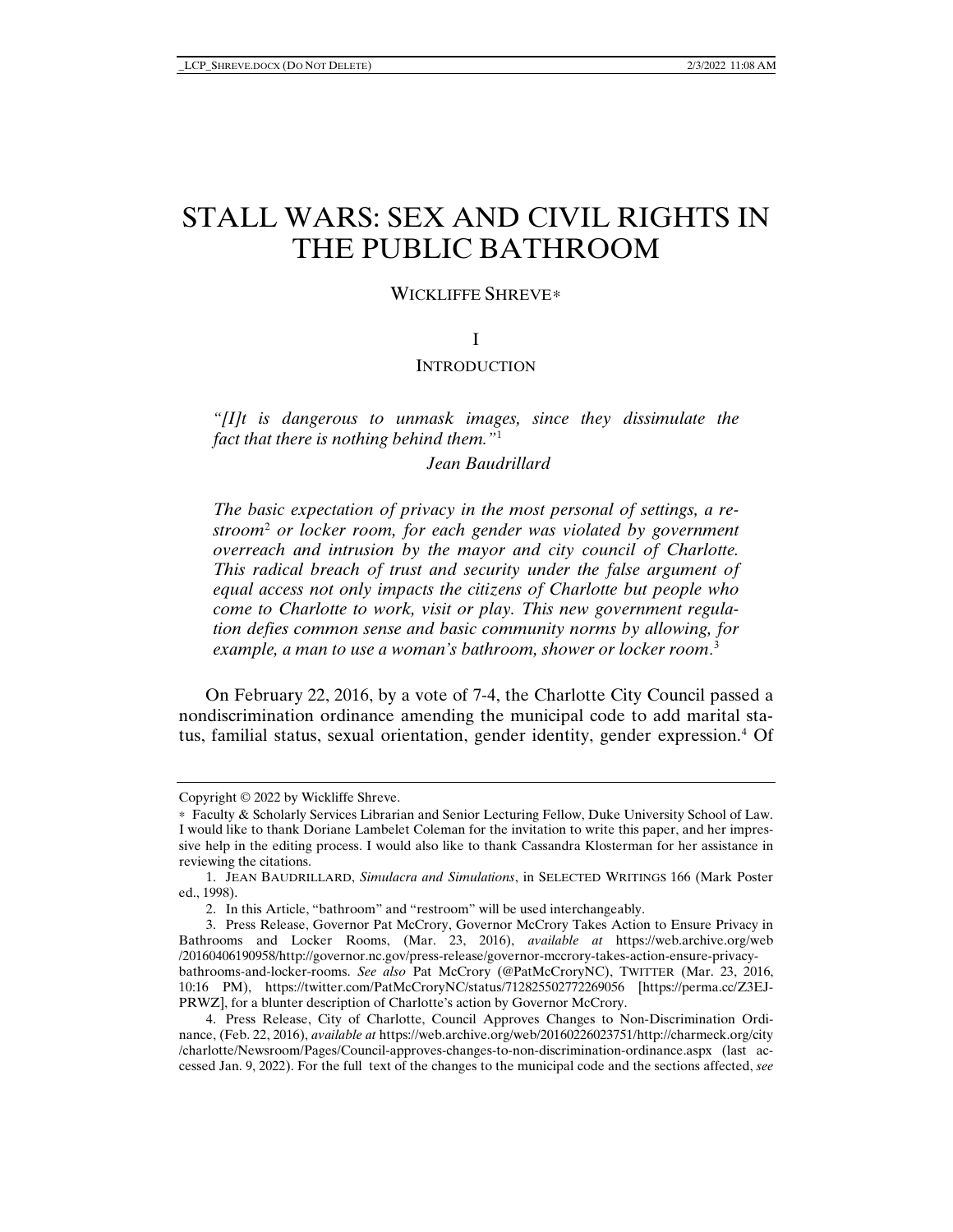# STALL WARS: SEX AND CIVIL RIGHTS IN THE PUBLIC BATHROOM

WICKLIFFE SHREVE*

## I

## INTRODUCTION

*"[I]t is dangerous to unmask images, since they dissimulate the fact that there is nothing behind them."*[1]

*Jean Baudrillard*

*The basic expectation of privacy in the most personal of settings, a restroom*[2] *or locker room, for each gender was violated by government overreach and intrusion by the mayor and city council of Charlotte. This radical breach of trust and security under the false argument of equal access not only impacts the citizens of Charlotte but people who come to Charlotte to work, visit or play. This new government regulation defies common sense and basic community norms by allowing, for example, a man to use a woman's bathroom, shower or locker room.*[3]

On February 22, 2016, by a vote of 7-4, the Charlotte City Council passed a nondiscrimination ordinance amending the municipal code to add marital status, familial status, sexual orientation, gender identity, gender expression.[4] Of

---

Copyright © 2022 by Wickliffe Shreve.

* Faculty & Scholarly Services Librarian and Senior Lecturing Fellow, Duke University School of Law. I would like to thank Doriane Lambelet Coleman for the invitation to write this paper, and her impressive help in the editing process. I would also like to thank Cassandra Klosterman for her assistance in reviewing the citations.

1. JEAN BAUDRILLARD, *Simulacra and Simulations*, in SELECTED WRITINGS 166 (Mark Poster ed., 1998).

2. In this Article, "bathroom" and "restroom" will be used interchangeably.

3. Press Release, Governor Pat McCrory, Governor McCrory Takes Action to Ensure Privacy in Bathrooms and Locker Rooms, (Mar. 23, 2016), *available at* https://web.archive.org/web/20160406190958/http://governor.nc.gov/press-release/governor-mccrory-takes-action-ensure-privacy-bathrooms-and-locker-rooms. *See also* Pat McCrory (@PatMcCroryNC), TWITTER (Mar. 23, 2016, 10:16 PM), https://twitter.com/PatMcCroryNC/status/712825502772269056 [https://perma.cc/Z3EJ-PRWZ], for a blunter description of Charlotte's action by Governor McCrory.

4. Press Release, City of Charlotte, Council Approves Changes to Non-Discrimination Ordinance, (Feb. 22, 2016), *available at* https://web.archive.org/web/20160226023751/http://charmeck.org/city/charlotte/Newsroom/Pages/Council-approves-changes-to-non-discrimination-ordinance.aspx (last accessed Jan. 9, 2022). For the full text of the changes to the municipal code and the sections affected, *see*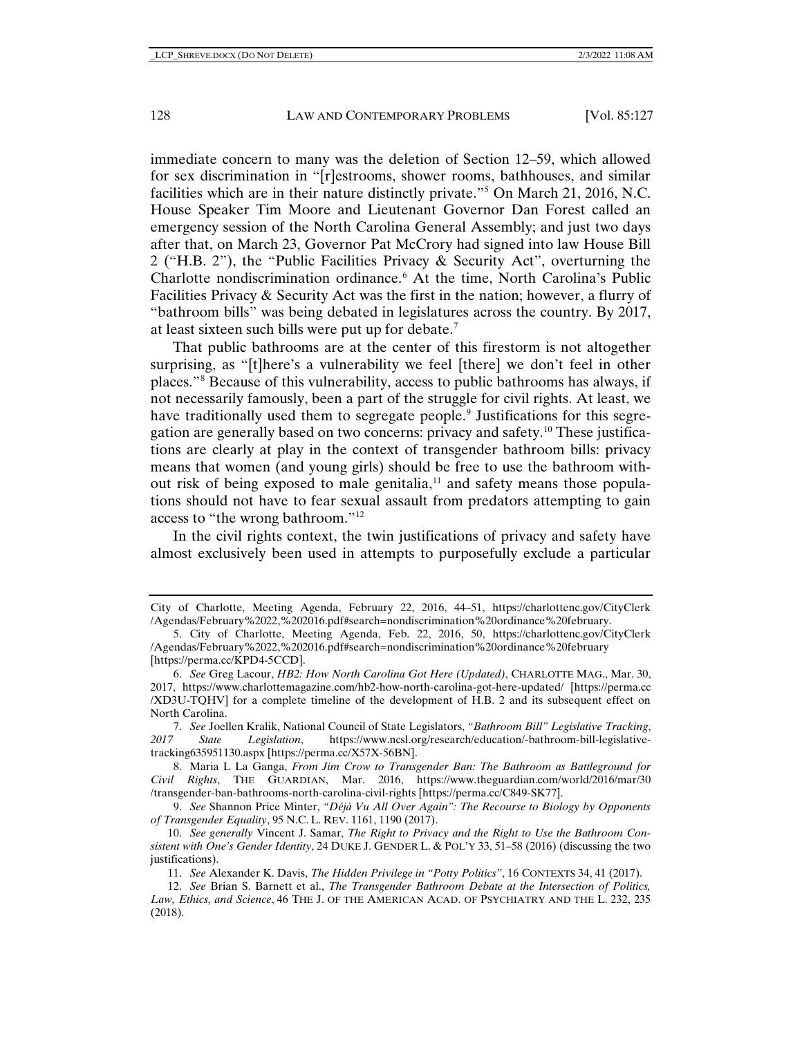immediate concern to many was the deletion of Section 12–59, which allowed for sex discrimination in "[r]estrooms, shower rooms, bathhouses, and similar facilities which are in their nature distinctly private."[5] On March 21, 2016, N.C. House Speaker Tim Moore and Lieutenant Governor Dan Forest called an emergency session of the North Carolina General Assembly; and just two days after that, on March 23, Governor Pat McCrory had signed into law House Bill 2 ("H.B. 2"), the "Public Facilities Privacy & Security Act", overturning the Charlotte nondiscrimination ordinance.[6] At the time, North Carolina's Public Facilities Privacy & Security Act was the first in the nation; however, a flurry of "bathroom bills" was being debated in legislatures across the country. By 2017, at least sixteen such bills were put up for debate.[7]

That public bathrooms are at the center of this firestorm is not altogether surprising, as "[t]here's a vulnerability we feel [there] we don't feel in other places."[8] Because of this vulnerability, access to public bathrooms has always, if not necessarily famously, been a part of the struggle for civil rights. At least, we have traditionally used them to segregate people.[9] Justifications for this segregation are generally based on two concerns: privacy and safety.[10] These justifications are clearly at play in the context of transgender bathroom bills: privacy means that women (and young girls) should be free to use the bathroom without risk of being exposed to male genitalia,[11] and safety means those populations should not have to fear sexual assault from predators attempting to gain access to "the wrong bathroom."[12]

In the civil rights context, the twin justifications of privacy and safety have almost exclusively been used in attempts to purposefully exclude a particular

---

City of Charlotte, Meeting Agenda, February 22, 2016, 44–51, https://charlottenc.gov/CityClerk/Agendas/February%2022,%202016.pdf#search=nondiscrimination%20ordinance%20february.

5. City of Charlotte, Meeting Agenda, Feb. 22, 2016, 50, https://charlottenc.gov/CityClerk/Agendas/February%2022,%202016.pdf#search=nondiscrimination%20ordinance%20february [https://perma.cc/KPD4-5CCD].

6. *See* Greg Lacour, *HB2: How North Carolina Got Here (Updated)*, CHARLOTTE MAG., Mar. 30, 2017, https://www.charlottemagazine.com/hb2-how-north-carolina-got-here-updated/ [https://perma.cc/XD3U-TQHV] for a complete timeline of the development of H.B. 2 and its subsequent effect on North Carolina.

7. *See* Joellen Kralik, National Council of State Legislators, *"Bathroom Bill" Legislative Tracking, 2017 State Legislation*, https://www.ncsl.org/research/education/-bathroom-bill-legislative-tracking635951130.aspx [https://perma.cc/X57X-56BN].

8. Maria L La Ganga, *From Jim Crow to Transgender Ban: The Bathroom as Battleground for Civil Rights*, THE GUARDIAN, Mar. 2016, https://www.theguardian.com/world/2016/mar/30/transgender-ban-bathrooms-north-carolina-civil-rights [https://perma.cc/C849-SK77].

9. *See* Shannon Price Minter, *"Déjà Vu All Over Again": The Recourse to Biology by Opponents of Transgender Equality*, 95 N.C. L. REV. 1161, 1190 (2017).

10. *See generally* Vincent J. Samar, *The Right to Privacy and the Right to Use the Bathroom Consistent with One's Gender Identity*, 24 DUKE J. GENDER L. & POL'Y 33, 51–58 (2016) (discussing the two justifications).

11. *See* Alexander K. Davis, *The Hidden Privilege in "Potty Politics"*, 16 CONTEXTS 34, 41 (2017).

12. *See* Brian S. Barnett et al., *The Transgender Bathroom Debate at the Intersection of Politics, Law, Ethics, and Science*, 46 THE J. OF THE AMERICAN ACAD. OF PSYCHIATRY AND THE L. 232, 235 (2018).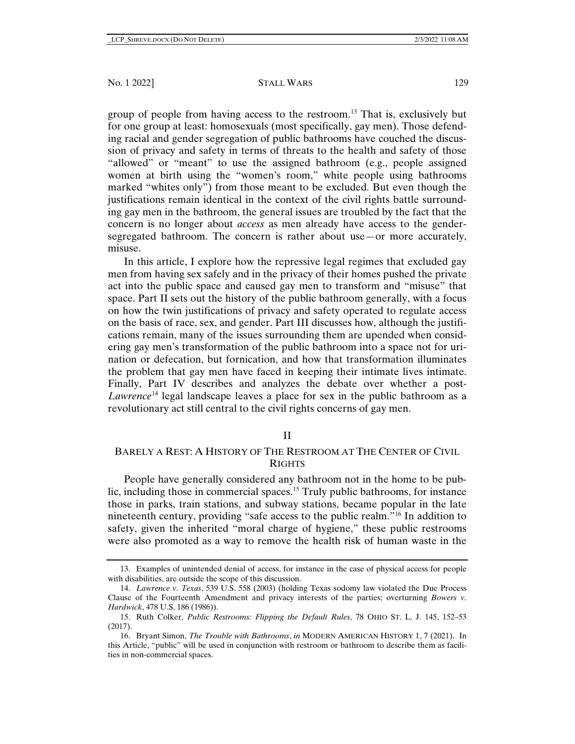group of people from having access to the restroom.[13] That is, exclusively but for one group at least: homosexuals (most specifically, gay men). Those defending racial and gender segregation of public bathrooms have couched the discussion of privacy and safety in terms of threats to the health and safety of those "allowed" or "meant" to use the assigned bathroom (e.g., people assigned women at birth using the "women's room," white people using bathrooms marked "whites only") from those meant to be excluded. But even though the justifications remain identical in the context of the civil rights battle surrounding gay men in the bathroom, the general issues are troubled by the fact that the concern is no longer about *access* as men already have access to the gender-segregated bathroom. The concern is rather about use—or more accurately, misuse.

In this article, I explore how the repressive legal regimes that excluded gay men from having sex safely and in the privacy of their homes pushed the private act into the public space and caused gay men to transform and "misuse" that space. Part II sets out the history of the public bathroom generally, with a focus on how the twin justifications of privacy and safety operated to regulate access on the basis of race, sex, and gender. Part III discusses how, although the justifications remain, many of the issues surrounding them are upended when considering gay men's transformation of the public bathroom into a space not for urination or defecation, but fornication, and how that transformation illuminates the problem that gay men have faced in keeping their intimate lives intimate. Finally, Part IV describes and analyzes the debate over whether a post-*Lawrence*[14] legal landscape leaves a place for sex in the public bathroom as a revolutionary act still central to the civil rights concerns of gay men.

## II

## BARELY A REST: A HISTORY OF THE RESTROOM AT THE CENTER OF CIVIL RIGHTS

People have generally considered any bathroom not in the home to be public, including those in commercial spaces.[15] Truly public bathrooms, for instance those in parks, train stations, and subway stations, became popular in the late nineteenth century, providing "safe access to the public realm."[16] In addition to safety, given the inherited "moral charge of hygiene," these public restrooms were also promoted as a way to remove the health risk of human waste in the

---

13. Examples of unintended denial of access, for instance in the case of physical access for people with disabilities, are outside the scope of this discussion.

14. *Lawrence v. Texas*, 539 U.S. 558 (2003) (holding Texas sodomy law violated the Due Process Clause of the Fourteenth Amendment and privacy interests of the parties; overturning *Bowers v. Hardwick*, 478 U.S. 186 (1986)).

15. Ruth Colker, *Public Restrooms: Flipping the Default Rules*, 78 OHIO ST. L. J. 145, 152–53 (2017).

16. Bryant Simon, *The Trouble with Bathrooms*, *in* MODERN AMERICAN HISTORY 1, 7 (2021). In this Article, "public" will be used in conjunction with restroom or bathroom to describe them as facilities in non-commercial spaces.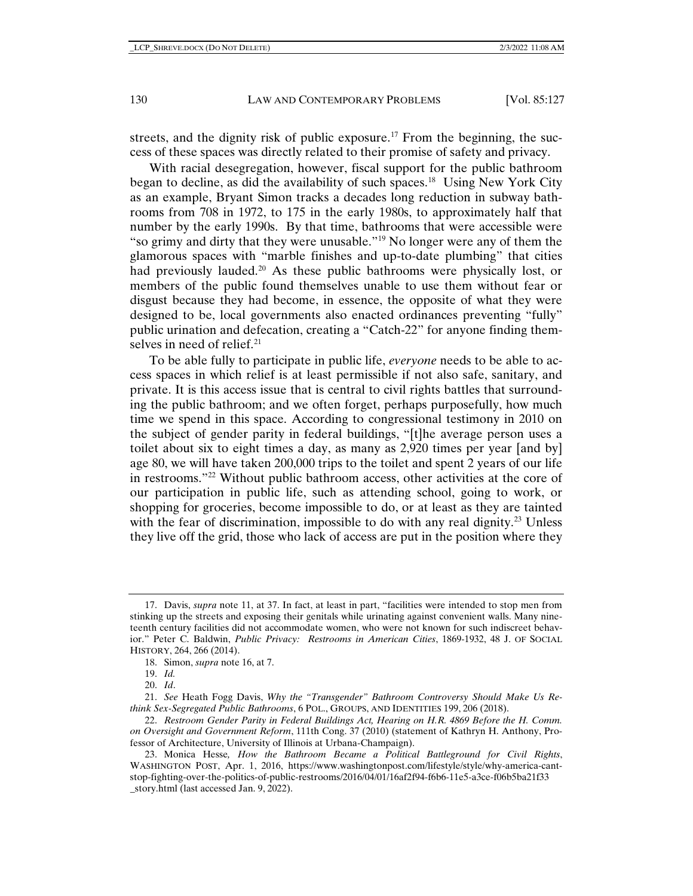streets, and the dignity risk of public exposure.[17] From the beginning, the success of these spaces was directly related to their promise of safety and privacy.

With racial desegregation, however, fiscal support for the public bathroom began to decline, as did the availability of such spaces.[18] Using New York City as an example, Bryant Simon tracks a decades long reduction in subway bathrooms from 708 in 1972, to 175 in the early 1980s, to approximately half that number by the early 1990s. By that time, bathrooms that were accessible were "so grimy and dirty that they were unusable."[19] No longer were any of them the glamorous spaces with "marble finishes and up-to-date plumbing" that cities had previously lauded.[20] As these public bathrooms were physically lost, or members of the public found themselves unable to use them without fear or disgust because they had become, in essence, the opposite of what they were designed to be, local governments also enacted ordinances preventing "fully" public urination and defecation, creating a "Catch-22" for anyone finding themselves in need of relief.[21]

To be able fully to participate in public life, *everyone* needs to be able to access spaces in which relief is at least permissible if not also safe, sanitary, and private. It is this access issue that is central to civil rights battles that surrounding the public bathroom; and we often forget, perhaps purposefully, how much time we spend in this space. According to congressional testimony in 2010 on the subject of gender parity in federal buildings, "[t]he average person uses a toilet about six to eight times a day, as many as 2,920 times per year [and by] age 80, we will have taken 200,000 trips to the toilet and spent 2 years of our life in restrooms."[22] Without public bathroom access, other activities at the core of our participation in public life, such as attending school, going to work, or shopping for groceries, become impossible to do, or at least as they are tainted with the fear of discrimination, impossible to do with any real dignity.[23] Unless they live off the grid, those who lack of access are put in the position where they

---

17. Davis, *supra* note 11, at 37. In fact, at least in part, "facilities were intended to stop men from stinking up the streets and exposing their genitals while urinating against convenient walls. Many nineteenth century facilities did not accommodate women, who were not known for such indiscreet behavior." Peter C. Baldwin, *Public Privacy: Restrooms in American Cities*, 1869-1932, 48 J. OF SOCIAL HISTORY, 264, 266 (2014).

18. Simon, *supra* note 16, at 7.

19. *Id.*

20. *Id*.

21. *See* Heath Fogg Davis, *Why the "Transgender" Bathroom Controversy Should Make Us Rethink Sex-Segregated Public Bathrooms*, 6 POL., GROUPS, AND IDENTITIES 199, 206 (2018).

22. *Restroom Gender Parity in Federal Buildings Act, Hearing on H.R. 4869 Before the H. Comm. on Oversight and Government Reform*, 111th Cong. 37 (2010) (statement of Kathryn H. Anthony, Professor of Architecture, University of Illinois at Urbana-Champaign).

23. Monica Hesse*, How the Bathroom Became a Political Battleground for Civil Rights*, WASHINGTON POST, Apr. 1, 2016, https://www.washingtonpost.com/lifestyle/style/why-america-cant-stop-fighting-over-the-politics-of-public-restrooms/2016/04/01/16af2f94-f6b6-11e5-a3ce-f06b5ba21f33_story.html (last accessed Jan. 9, 2022).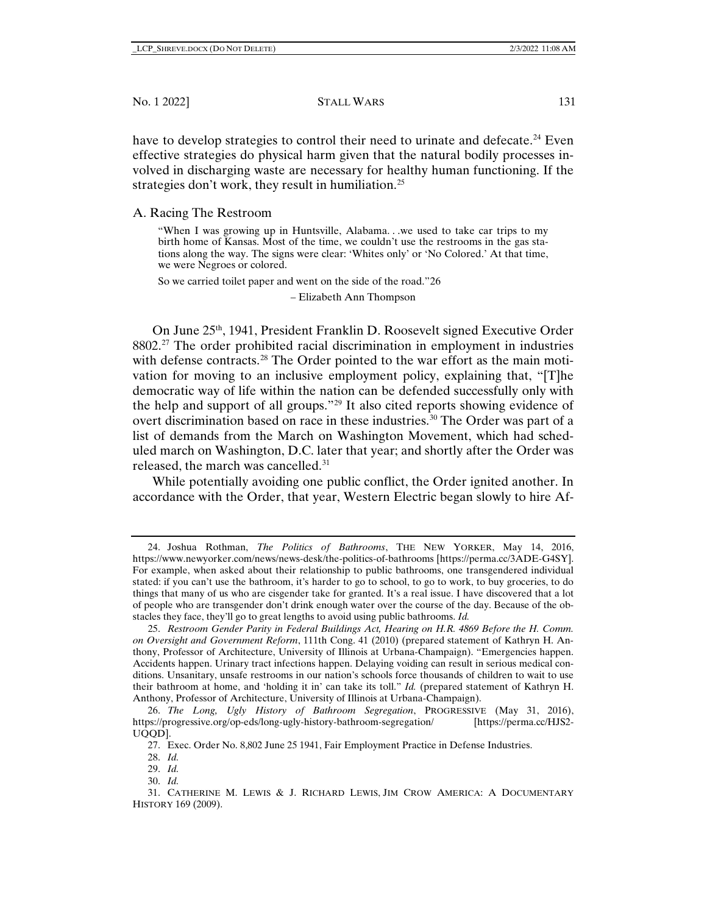have to develop strategies to control their need to urinate and defecate.[24] Even effective strategies do physical harm given that the natural bodily processes involved in discharging waste are necessary for healthy human functioning. If the strategies don't work, they result in humiliation.[25]

## A. Racing The Restroom

> "When I was growing up in Huntsville, Alabama. . .we used to take car trips to my birth home of Kansas. Most of the time, we couldn't use the restrooms in the gas stations along the way. The signs were clear: 'Whites only' or 'No Colored.' At that time, we were Negroes or colored.
>
> So we carried toilet paper and went on the side of the road."26
>
> – Elizabeth Ann Thompson

On June 25th, 1941, President Franklin D. Roosevelt signed Executive Order 8802.[27] The order prohibited racial discrimination in employment in industries with defense contracts.[28] The Order pointed to the war effort as the main motivation for moving to an inclusive employment policy, explaining that, "[T]he democratic way of life within the nation can be defended successfully only with the help and support of all groups."[29] It also cited reports showing evidence of overt discrimination based on race in these industries.[30] The Order was part of a list of demands from the March on Washington Movement, which had scheduled march on Washington, D.C. later that year; and shortly after the Order was released, the march was cancelled.[31]

While potentially avoiding one public conflict, the Order ignited another. In accordance with the Order, that year, Western Electric began slowly to hire Af-

---

24. Joshua Rothman, *The Politics of Bathrooms*, THE NEW YORKER, May 14, 2016, https://www.newyorker.com/news/news-desk/the-politics-of-bathrooms [https://perma.cc/3ADE-G4SY]. For example, when asked about their relationship to public bathrooms, one transgendered individual stated: if you can't use the bathroom, it's harder to go to school, to go to work, to buy groceries, to do things that many of us who are cisgender take for granted. It's a real issue. I have discovered that a lot of people who are transgender don't drink enough water over the course of the day. Because of the obstacles they face, they'll go to great lengths to avoid using public bathrooms. *Id.*

25. *Restroom Gender Parity in Federal Buildings Act, Hearing on H.R. 4869 Before the H. Comm. on Oversight and Government Reform*, 111th Cong. 41 (2010) (prepared statement of Kathryn H. Anthony, Professor of Architecture, University of Illinois at Urbana-Champaign). "Emergencies happen. Accidents happen. Urinary tract infections happen. Delaying voiding can result in serious medical conditions. Unsanitary, unsafe restrooms in our nation's schools force thousands of children to wait to use their bathroom at home, and 'holding it in' can take its toll." *Id.* (prepared statement of Kathryn H. Anthony, Professor of Architecture, University of Illinois at Urbana-Champaign).

26. *The Long, Ugly History of Bathroom Segregation*, PROGRESSIVE (May 31, 2016), https://progressive.org/op-eds/long-ugly-history-bathroom-segregation/ [https://perma.cc/HJS2-UQQD].

27. Exec. Order No. 8,802 June 25 1941, Fair Employment Practice in Defense Industries.

28. *Id.*

29. *Id.*

30. *Id.*

31. CATHERINE M. LEWIS & J. RICHARD LEWIS, JIM CROW AMERICA: A DOCUMENTARY HISTORY 169 (2009).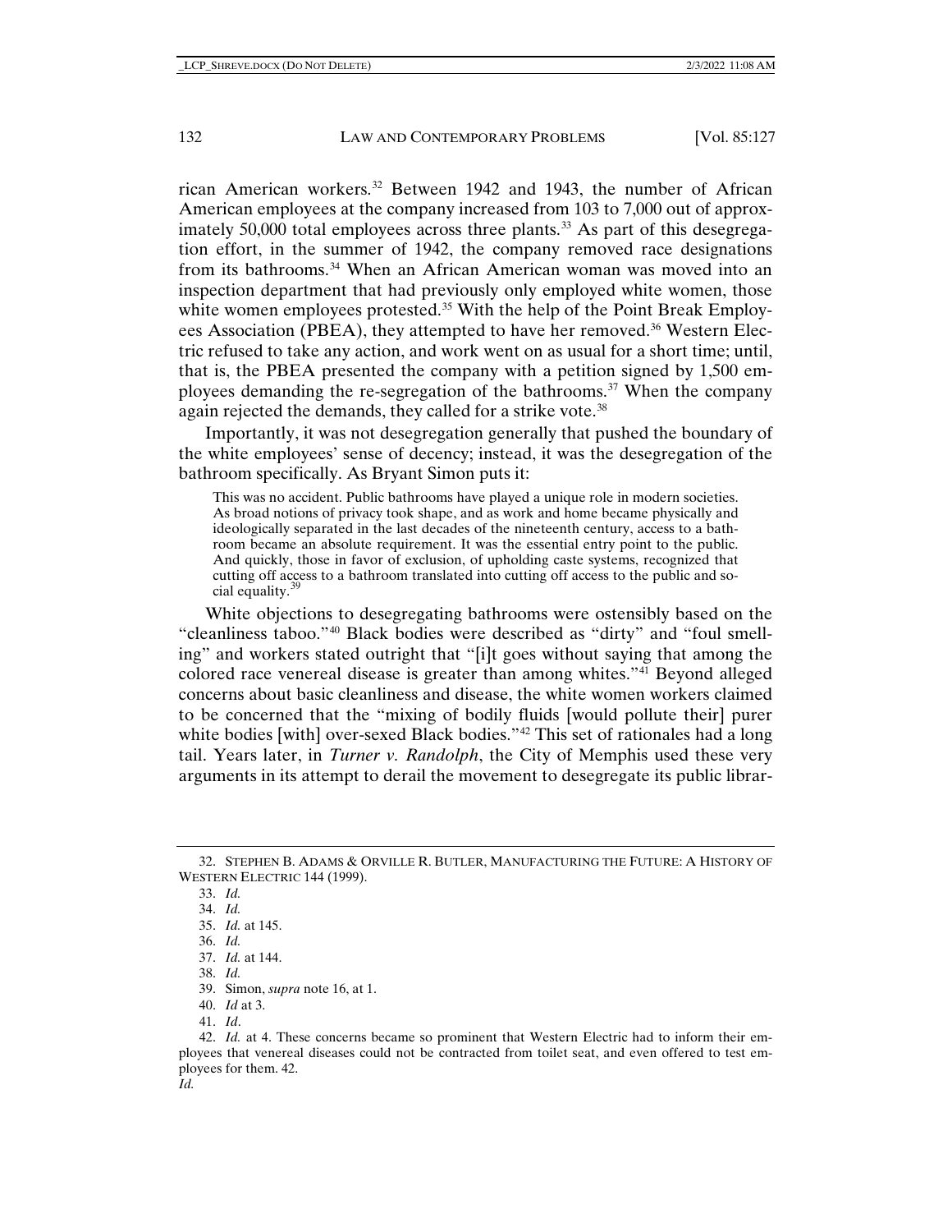rican American workers.[32] Between 1942 and 1943, the number of African American employees at the company increased from 103 to 7,000 out of approximately 50,000 total employees across three plants.[33] As part of this desegregation effort, in the summer of 1942, the company removed race designations from its bathrooms.[34] When an African American woman was moved into an inspection department that had previously only employed white women, those white women employees protested.[35] With the help of the Point Break Employees Association (PBEA), they attempted to have her removed.[36] Western Electric refused to take any action, and work went on as usual for a short time; until, that is, the PBEA presented the company with a petition signed by 1,500 employees demanding the re-segregation of the bathrooms.[37] When the company again rejected the demands, they called for a strike vote.[38]

Importantly, it was not desegregation generally that pushed the boundary of the white employees' sense of decency; instead, it was the desegregation of the bathroom specifically. As Bryant Simon puts it:

> This was no accident. Public bathrooms have played a unique role in modern societies. As broad notions of privacy took shape, and as work and home became physically and ideologically separated in the last decades of the nineteenth century, access to a bathroom became an absolute requirement. It was the essential entry point to the public. And quickly, those in favor of exclusion, of upholding caste systems, recognized that cutting off access to a bathroom translated into cutting off access to the public and social equality.[39]

White objections to desegregating bathrooms were ostensibly based on the "cleanliness taboo."[40] Black bodies were described as "dirty" and "foul smelling" and workers stated outright that "[i]t goes without saying that among the colored race venereal disease is greater than among whites."[41] Beyond alleged concerns about basic cleanliness and disease, the white women workers claimed to be concerned that the "mixing of bodily fluids [would pollute their] purer white bodies [with] over-sexed Black bodies."[42] This set of rationales had a long tail. Years later, in *Turner v. Randolph*, the City of Memphis used these very arguments in its attempt to derail the movement to desegregate its public librar-

---

32. STEPHEN B. ADAMS & ORVILLE R. BUTLER, MANUFACTURING THE FUTURE: A HISTORY OF WESTERN ELECTRIC 144 (1999).

33. *Id.*

34. *Id.*

35. *Id.* at 145.

36. *Id.*

37. *Id.* at 144.

38. *Id.*

39. Simon, *supra* note 16, at 1.

40. *Id* at 3.

41. *Id*.

42. *Id.* at 4. These concerns became so prominent that Western Electric had to inform their employees that venereal diseases could not be contracted from toilet seat, and even offered to test employees for them. 42. *Id.*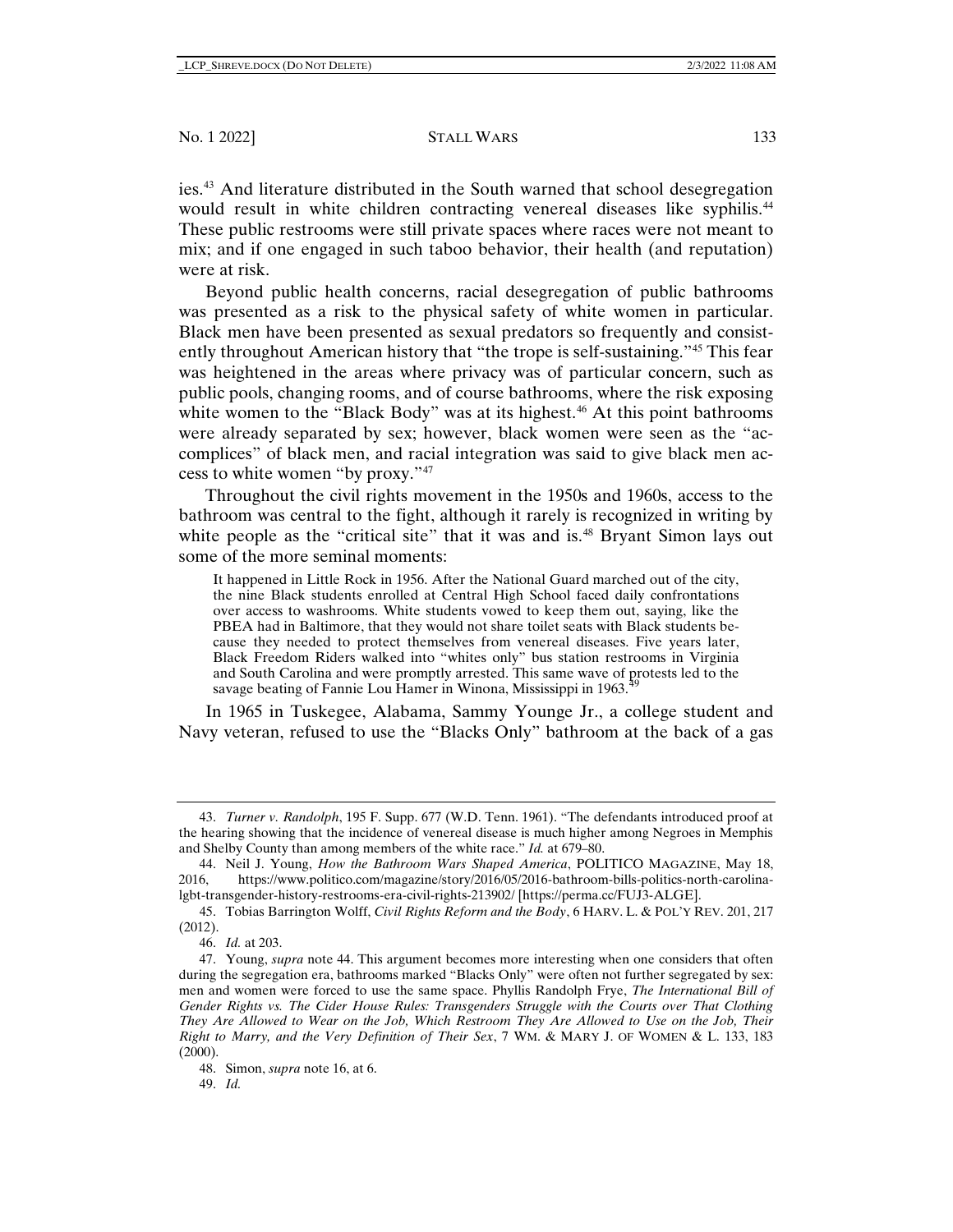ies.[43] And literature distributed in the South warned that school desegregation would result in white children contracting venereal diseases like syphilis.[44] These public restrooms were still private spaces where races were not meant to mix; and if one engaged in such taboo behavior, their health (and reputation) were at risk.

Beyond public health concerns, racial desegregation of public bathrooms was presented as a risk to the physical safety of white women in particular. Black men have been presented as sexual predators so frequently and consistently throughout American history that "the trope is self-sustaining."[45] This fear was heightened in the areas where privacy was of particular concern, such as public pools, changing rooms, and of course bathrooms, where the risk exposing white women to the "Black Body" was at its highest.[46] At this point bathrooms were already separated by sex; however, black women were seen as the "accomplices" of black men, and racial integration was said to give black men access to white women "by proxy."[47]

Throughout the civil rights movement in the 1950s and 1960s, access to the bathroom was central to the fight, although it rarely is recognized in writing by white people as the "critical site" that it was and is.[48] Bryant Simon lays out some of the more seminal moments:

> It happened in Little Rock in 1956. After the National Guard marched out of the city, the nine Black students enrolled at Central High School faced daily confrontations over access to washrooms. White students vowed to keep them out, saying, like the PBEA had in Baltimore, that they would not share toilet seats with Black students because they needed to protect themselves from venereal diseases. Five years later, Black Freedom Riders walked into "whites only" bus station restrooms in Virginia and South Carolina and were promptly arrested. This same wave of protests led to the savage beating of Fannie Lou Hamer in Winona, Mississippi in 1963.[49]

In 1965 in Tuskegee, Alabama, Sammy Younge Jr., a college student and Navy veteran, refused to use the "Blacks Only" bathroom at the back of a gas

---

43. *Turner v. Randolph*, 195 F. Supp. 677 (W.D. Tenn. 1961). "The defendants introduced proof at the hearing showing that the incidence of venereal disease is much higher among Negroes in Memphis and Shelby County than among members of the white race." *Id.* at 679–80.

44. Neil J. Young, *How the Bathroom Wars Shaped America*, POLITICO MAGAZINE, May 18, 2016, https://www.politico.com/magazine/story/2016/05/2016-bathroom-bills-politics-north-carolina-lgbt-transgender-history-restrooms-era-civil-rights-213902/ [https://perma.cc/FUJ3-ALGE].

45. Tobias Barrington Wolff, *Civil Rights Reform and the Body*, 6 HARV. L. & POL'Y REV. 201, 217 (2012).

46. *Id.* at 203.

47. Young, *supra* note 44. This argument becomes more interesting when one considers that often during the segregation era, bathrooms marked "Blacks Only" were often not further segregated by sex: men and women were forced to use the same space. Phyllis Randolph Frye, *The International Bill of Gender Rights vs. The Cider House Rules: Transgenders Struggle with the Courts over That Clothing They Are Allowed to Wear on the Job, Which Restroom They Are Allowed to Use on the Job, Their Right to Marry, and the Very Definition of Their Sex*, 7 WM. & MARY J. OF WOMEN & L. 133, 183 (2000).

48. Simon, *supra* note 16, at 6.

49. *Id.*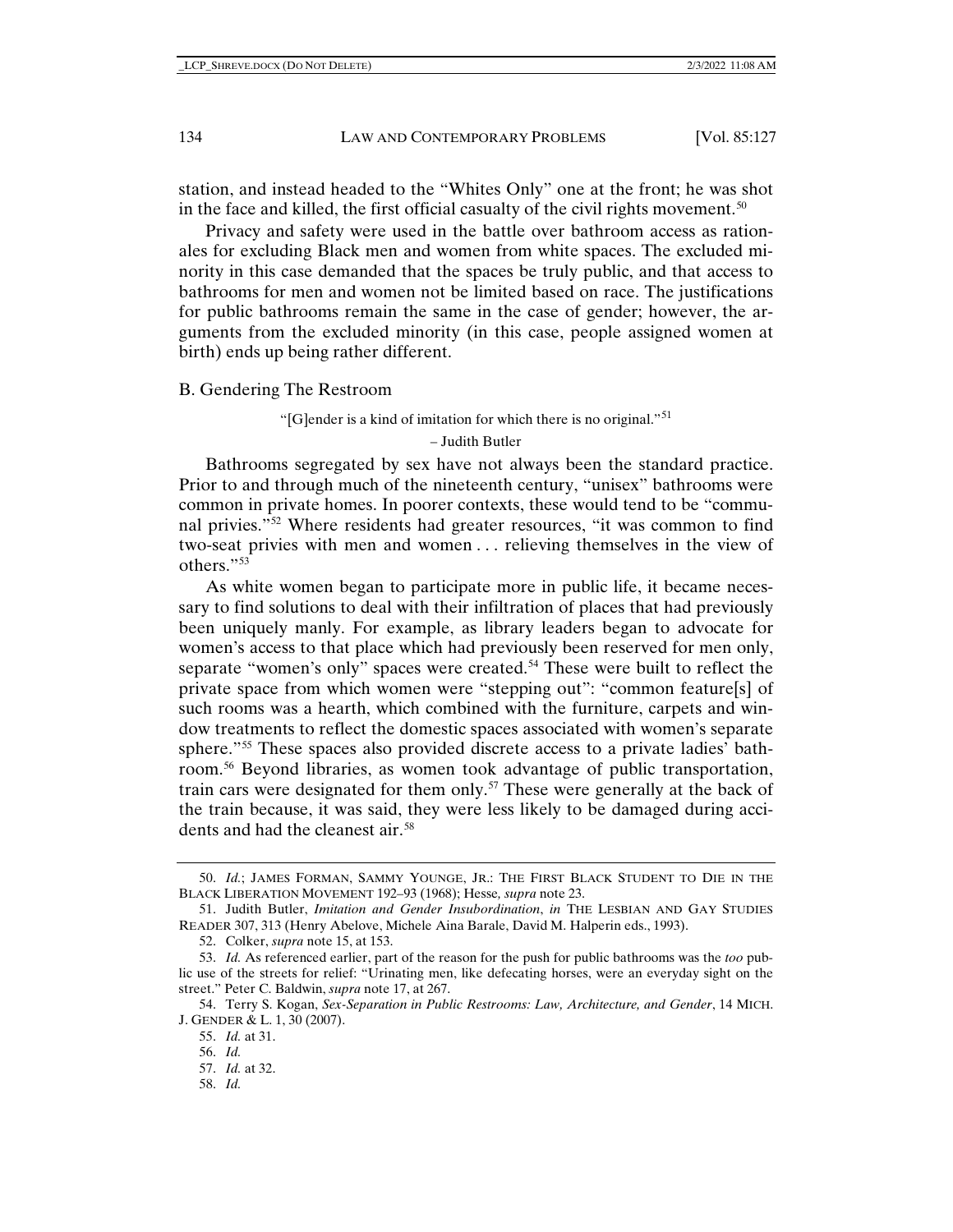station, and instead headed to the "Whites Only" one at the front; he was shot in the face and killed, the first official casualty of the civil rights movement.[50]

Privacy and safety were used in the battle over bathroom access as rationales for excluding Black men and women from white spaces. The excluded minority in this case demanded that the spaces be truly public, and that access to bathrooms for men and women not be limited based on race. The justifications for public bathrooms remain the same in the case of gender; however, the arguments from the excluded minority (in this case, people assigned women at birth) ends up being rather different.

## B. Gendering The Restroom

"[G]ender is a kind of imitation for which there is no original."[51]

– Judith Butler

Bathrooms segregated by sex have not always been the standard practice. Prior to and through much of the nineteenth century, "unisex" bathrooms were common in private homes. In poorer contexts, these would tend to be "communal privies."[52] Where residents had greater resources, "it was common to find two-seat privies with men and women . . . relieving themselves in the view of others."[53]

As white women began to participate more in public life, it became necessary to find solutions to deal with their infiltration of places that had previously been uniquely manly. For example, as library leaders began to advocate for women's access to that place which had previously been reserved for men only, separate "women's only" spaces were created.[54] These were built to reflect the private space from which women were "stepping out": "common feature[s] of such rooms was a hearth, which combined with the furniture, carpets and window treatments to reflect the domestic spaces associated with women's separate sphere."[55] These spaces also provided discrete access to a private ladies' bathroom.[56] Beyond libraries, as women took advantage of public transportation, train cars were designated for them only.[57] These were generally at the back of the train because, it was said, they were less likely to be damaged during accidents and had the cleanest air.[58]

---

50. *Id.*; JAMES FORMAN, SAMMY YOUNGE, JR.: THE FIRST BLACK STUDENT TO DIE IN THE BLACK LIBERATION MOVEMENT 192–93 (1968); Hesse, *supra* note 23.

51. Judith Butler, *Imitation and Gender Insubordination*, *in* THE LESBIAN AND GAY STUDIES READER 307, 313 (Henry Abelove, Michele Aina Barale, David M. Halperin eds., 1993).

52. Colker, *supra* note 15, at 153.

53. *Id.* As referenced earlier, part of the reason for the push for public bathrooms was the *too* public use of the streets for relief: "Urinating men, like defecating horses, were an everyday sight on the street." Peter C. Baldwin, *supra* note 17, at 267.

54. Terry S. Kogan, *Sex-Separation in Public Restrooms: Law, Architecture, and Gender*, 14 MICH. J. GENDER & L. 1, 30 (2007).

55. *Id.* at 31.

56. *Id.*

57. *Id.* at 32.

58. *Id.*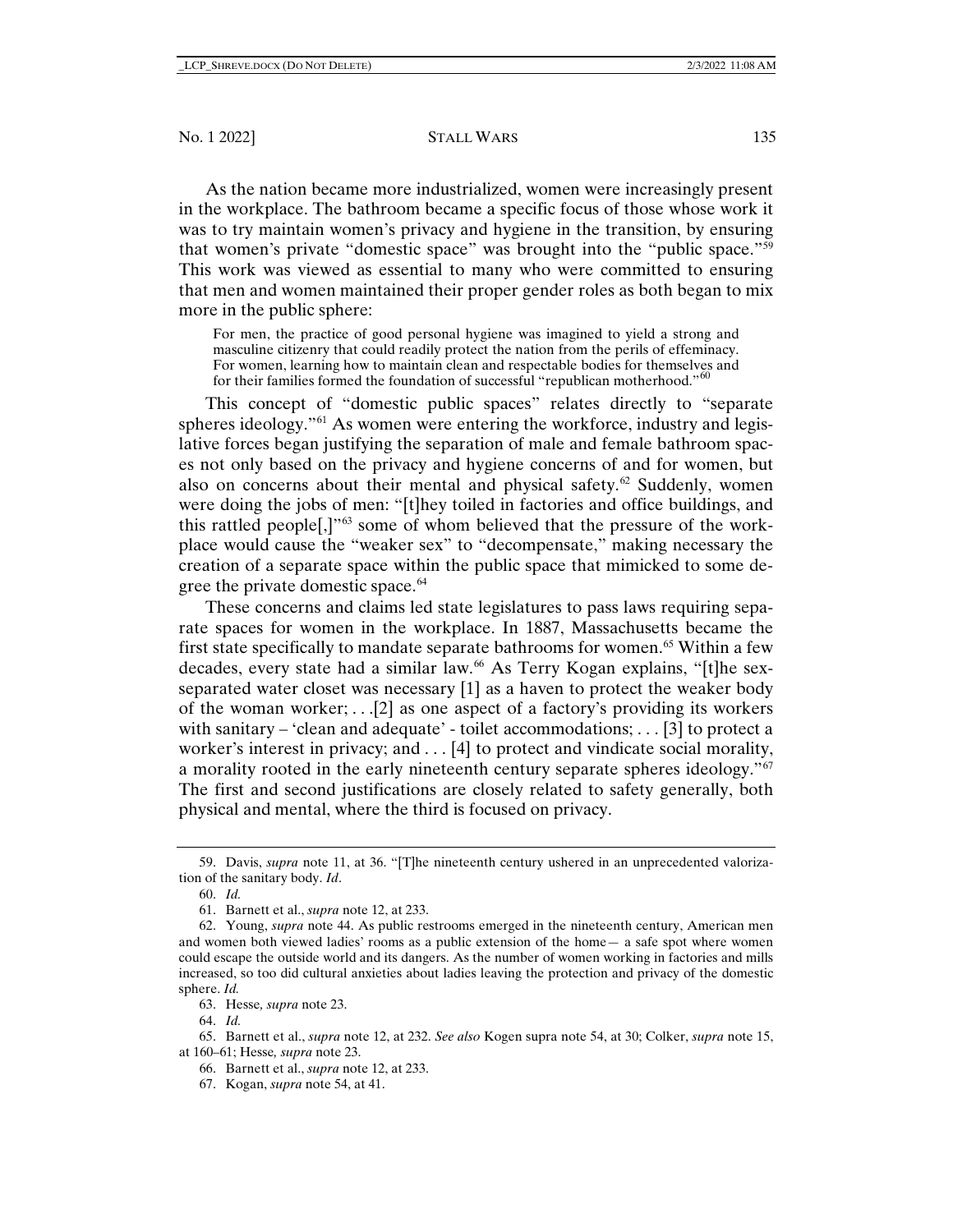As the nation became more industrialized, women were increasingly present in the workplace. The bathroom became a specific focus of those whose work it was to try maintain women's privacy and hygiene in the transition, by ensuring that women's private "domestic space" was brought into the "public space."[59] This work was viewed as essential to many who were committed to ensuring that men and women maintained their proper gender roles as both began to mix more in the public sphere:

> For men, the practice of good personal hygiene was imagined to yield a strong and masculine citizenry that could readily protect the nation from the perils of effeminacy. For women, learning how to maintain clean and respectable bodies for themselves and for their families formed the foundation of successful "republican motherhood."[60]

This concept of "domestic public spaces" relates directly to "separate spheres ideology."[61] As women were entering the workforce, industry and legislative forces began justifying the separation of male and female bathroom spaces not only based on the privacy and hygiene concerns of and for women, but also on concerns about their mental and physical safety.[62] Suddenly, women were doing the jobs of men: "[t]hey toiled in factories and office buildings, and this rattled people[,]"[63] some of whom believed that the pressure of the workplace would cause the "weaker sex" to "decompensate," making necessary the creation of a separate space within the public space that mimicked to some degree the private domestic space.[64]

These concerns and claims led state legislatures to pass laws requiring separate spaces for women in the workplace. In 1887, Massachusetts became the first state specifically to mandate separate bathrooms for women.[65] Within a few decades, every state had a similar law.[66] As Terry Kogan explains, "[t]he sex-separated water closet was necessary [1] as a haven to protect the weaker body of the woman worker; . . .[2] as one aspect of a factory's providing its workers with sanitary – 'clean and adequate' - toilet accommodations; . . . [3] to protect a worker's interest in privacy; and . . . [4] to protect and vindicate social morality, a morality rooted in the early nineteenth century separate spheres ideology."[67] The first and second justifications are closely related to safety generally, both physical and mental, where the third is focused on privacy.

---

59. Davis, *supra* note 11, at 36. "[T]he nineteenth century ushered in an unprecedented valorization of the sanitary body. *Id*.

60. *Id.*

61. Barnett et al., *supra* note 12, at 233.

62. Young, *supra* note 44. As public restrooms emerged in the nineteenth century, American men and women both viewed ladies' rooms as a public extension of the home— a safe spot where women could escape the outside world and its dangers. As the number of women working in factories and mills increased, so too did cultural anxieties about ladies leaving the protection and privacy of the domestic sphere. *Id.*

63. Hesse*, supra* note 23.

64. *Id.*

65. Barnett et al., *supra* note 12, at 232. *See also* Kogen supra note 54, at 30; Colker, *supra* note 15, at 160–61; Hesse*, supra* note 23.

66. Barnett et al., *supra* note 12, at 233.

67. Kogan, *supra* note 54, at 41.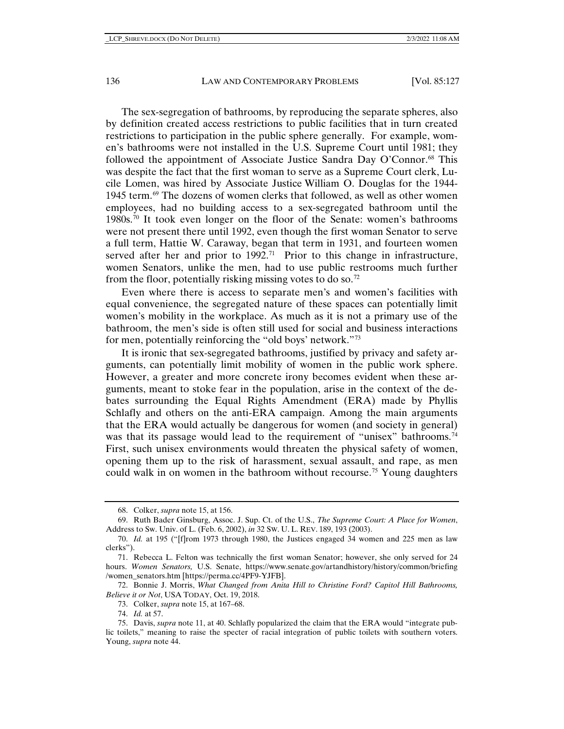The sex-segregation of bathrooms, by reproducing the separate spheres, also by definition created access restrictions to public facilities that in turn created restrictions to participation in the public sphere generally. For example, women's bathrooms were not installed in the U.S. Supreme Court until 1981; they followed the appointment of Associate Justice Sandra Day O'Connor.[68] This was despite the fact that the first woman to serve as a Supreme Court clerk, Lucile Lomen, was hired by Associate Justice William O. Douglas for the 1944-1945 term.[69] The dozens of women clerks that followed, as well as other women employees, had no building access to a sex-segregated bathroom until the 1980s.[70] It took even longer on the floor of the Senate: women's bathrooms were not present there until 1992, even though the first woman Senator to serve a full term, Hattie W. Caraway, began that term in 1931, and fourteen women served after her and prior to 1992.[71] Prior to this change in infrastructure, women Senators, unlike the men, had to use public restrooms much further from the floor, potentially risking missing votes to do so.[72]

Even where there is access to separate men's and women's facilities with equal convenience, the segregated nature of these spaces can potentially limit women's mobility in the workplace. As much as it is not a primary use of the bathroom, the men's side is often still used for social and business interactions for men, potentially reinforcing the "old boys' network."[73]

It is ironic that sex-segregated bathrooms, justified by privacy and safety arguments, can potentially limit mobility of women in the public work sphere. However, a greater and more concrete irony becomes evident when these arguments, meant to stoke fear in the population, arise in the context of the debates surrounding the Equal Rights Amendment (ERA) made by Phyllis Schlafly and others on the anti-ERA campaign. Among the main arguments that the ERA would actually be dangerous for women (and society in general) was that its passage would lead to the requirement of "unisex" bathrooms.[74] First, such unisex environments would threaten the physical safety of women, opening them up to the risk of harassment, sexual assault, and rape, as men could walk in on women in the bathroom without recourse.[75] Young daughters

---

68. Colker, *supra* note 15, at 156.

69. Ruth Bader Ginsburg, Assoc. J. Sup. Ct. of the U.S., *The Supreme Court: A Place for Women*, Address to Sw. Univ. of L. (Feb. 6, 2002), *in* 32 SW. U. L. REV. 189, 193 (2003).

70. *Id.* at 195 ("[f]rom 1973 through 1980, the Justices engaged 34 women and 225 men as law clerks").

71. Rebecca L. Felton was technically the first woman Senator; however, she only served for 24 hours. *Women Senators,* U.S. Senate, https://www.senate.gov/artandhistory/history/common/briefing/women_senators.htm [https://perma.cc/4PF9-YJFB].

72. Bonnie J. Morris, *What Changed from Anita Hill to Christine Ford? Capitol Hill Bathrooms, Believe it or Not*, USA TODAY, Oct. 19, 2018.

73. Colker, *supra* note 15, at 167–68.

74. *Id.* at 57.

75. Davis, *supra* note 11, at 40. Schlafly popularized the claim that the ERA would "integrate public toilets," meaning to raise the specter of racial integration of public toilets with southern voters. Young, *supra* note 44.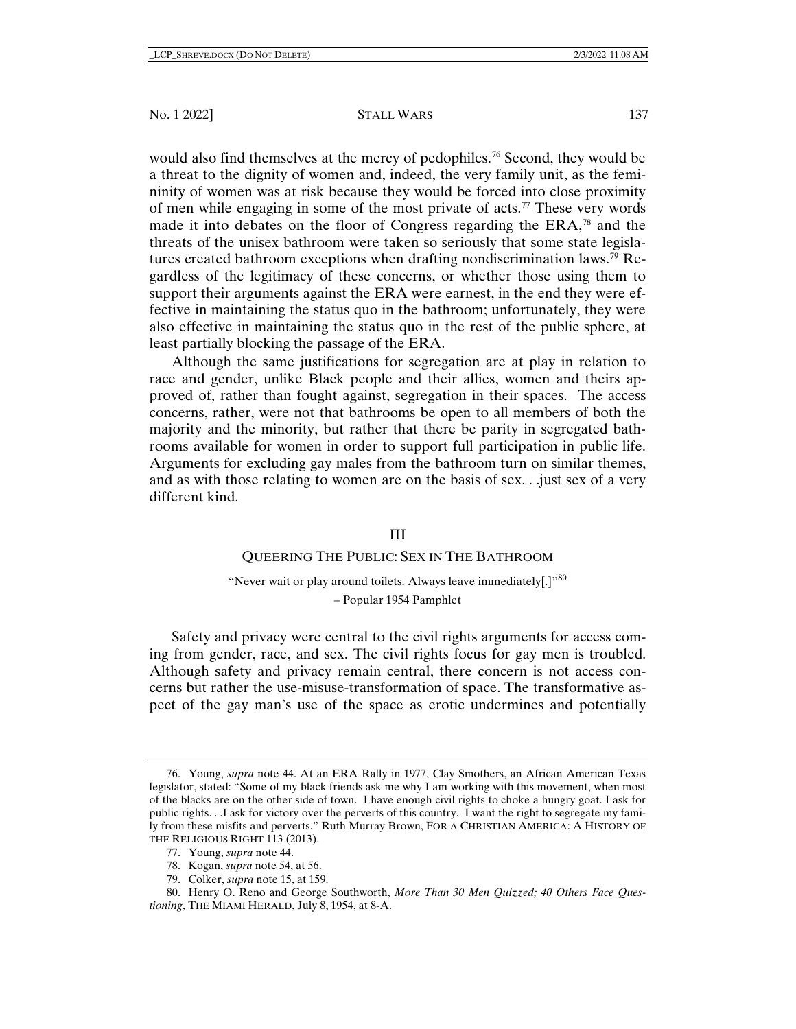would also find themselves at the mercy of pedophiles.[76] Second, they would be a threat to the dignity of women and, indeed, the very family unit, as the femininity of women was at risk because they would be forced into close proximity of men while engaging in some of the most private of acts.[77] These very words made it into debates on the floor of Congress regarding the ERA,[78] and the threats of the unisex bathroom were taken so seriously that some state legislatures created bathroom exceptions when drafting nondiscrimination laws.[79] Regardless of the legitimacy of these concerns, or whether those using them to support their arguments against the ERA were earnest, in the end they were effective in maintaining the status quo in the bathroom; unfortunately, they were also effective in maintaining the status quo in the rest of the public sphere, at least partially blocking the passage of the ERA.

Although the same justifications for segregation are at play in relation to race and gender, unlike Black people and their allies, women and theirs approved of, rather than fought against, segregation in their spaces. The access concerns, rather, were not that bathrooms be open to all members of both the majority and the minority, but rather that there be parity in segregated bathrooms available for women in order to support full participation in public life. Arguments for excluding gay males from the bathroom turn on similar themes, and as with those relating to women are on the basis of sex. . .just sex of a very different kind.

## III

## QUEERING THE PUBLIC: SEX IN THE BATHROOM

"Never wait or play around toilets. Always leave immediately[.]"[80]

– Popular 1954 Pamphlet

Safety and privacy were central to the civil rights arguments for access coming from gender, race, and sex. The civil rights focus for gay men is troubled. Although safety and privacy remain central, there concern is not access concerns but rather the use-misuse-transformation of space. The transformative aspect of the gay man's use of the space as erotic undermines and potentially

---

76. Young, *supra* note 44. At an ERA Rally in 1977, Clay Smothers, an African American Texas legislator, stated: "Some of my black friends ask me why I am working with this movement, when most of the blacks are on the other side of town. I have enough civil rights to choke a hungry goat. I ask for public rights. . .I ask for victory over the perverts of this country. I want the right to segregate my family from these misfits and perverts." Ruth Murray Brown, FOR A CHRISTIAN AMERICA: A HISTORY OF THE RELIGIOUS RIGHT 113 (2013).

77. Young, *supra* note 44.

78. Kogan, *supra* note 54, at 56.

79. Colker, *supra* note 15, at 159.

80. Henry O. Reno and George Southworth, *More Than 30 Men Quizzed; 40 Others Face Questioning*, THE MIAMI HERALD, July 8, 1954, at 8-A.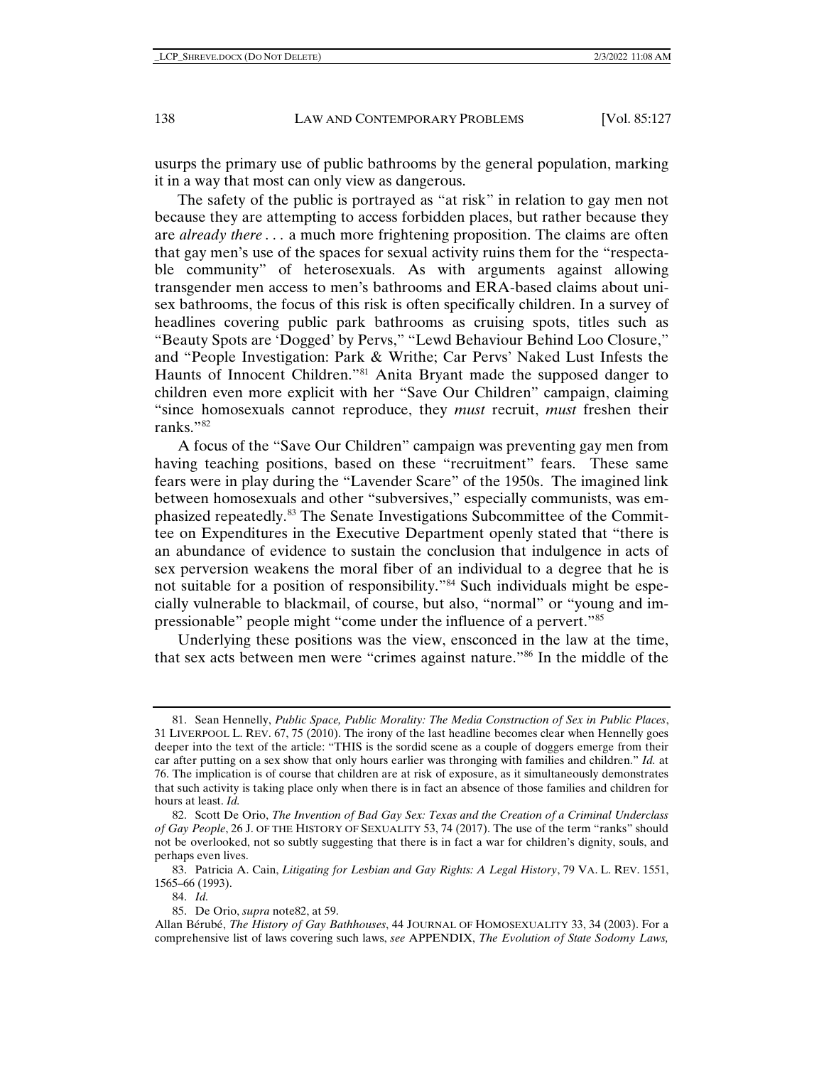usurps the primary use of public bathrooms by the general population, marking it in a way that most can only view as dangerous.

The safety of the public is portrayed as "at risk" in relation to gay men not because they are attempting to access forbidden places, but rather because they are *already there* . . . a much more frightening proposition. The claims are often that gay men's use of the spaces for sexual activity ruins them for the "respectable community" of heterosexuals. As with arguments against allowing transgender men access to men's bathrooms and ERA-based claims about unisex bathrooms, the focus of this risk is often specifically children. In a survey of headlines covering public park bathrooms as cruising spots, titles such as "Beauty Spots are 'Dogged' by Pervs," "Lewd Behaviour Behind Loo Closure," and "People Investigation: Park & Writhe; Car Pervs' Naked Lust Infests the Haunts of Innocent Children."[81] Anita Bryant made the supposed danger to children even more explicit with her "Save Our Children" campaign, claiming "since homosexuals cannot reproduce, they *must* recruit, *must* freshen their ranks."[82]

A focus of the "Save Our Children" campaign was preventing gay men from having teaching positions, based on these "recruitment" fears. These same fears were in play during the "Lavender Scare" of the 1950s. The imagined link between homosexuals and other "subversives," especially communists, was emphasized repeatedly.[83] The Senate Investigations Subcommittee of the Committee on Expenditures in the Executive Department openly stated that "there is an abundance of evidence to sustain the conclusion that indulgence in acts of sex perversion weakens the moral fiber of an individual to a degree that he is not suitable for a position of responsibility."[84] Such individuals might be especially vulnerable to blackmail, of course, but also, "normal" or "young and impressionable" people might "come under the influence of a pervert."[85]

Underlying these positions was the view, ensconced in the law at the time, that sex acts between men were "crimes against nature."[86] In the middle of the

---

81. Sean Hennelly, *Public Space, Public Morality: The Media Construction of Sex in Public Places*, 31 LIVERPOOL L. REV. 67, 75 (2010). The irony of the last headline becomes clear when Hennelly goes deeper into the text of the article: "THIS is the sordid scene as a couple of doggers emerge from their car after putting on a sex show that only hours earlier was thronging with families and children." *Id.* at 76. The implication is of course that children are at risk of exposure, as it simultaneously demonstrates that such activity is taking place only when there is in fact an absence of those families and children for hours at least. *Id.*

82. Scott De Orio, *The Invention of Bad Gay Sex: Texas and the Creation of a Criminal Underclass of Gay People*, 26 J. OF THE HISTORY OF SEXUALITY 53, 74 (2017). The use of the term "ranks" should not be overlooked, not so subtly suggesting that there is in fact a war for children's dignity, souls, and perhaps even lives.

83. Patricia A. Cain, *Litigating for Lesbian and Gay Rights: A Legal History*, 79 VA. L. REV. 1551, 1565–66 (1993).

84. *Id.*

85. De Orio, *supra* note82, at 59.

Allan Bérubé, *The History of Gay Bathhouses*, 44 JOURNAL OF HOMOSEXUALITY 33, 34 (2003). For a comprehensive list of laws covering such laws, *see* APPENDIX, *The Evolution of State Sodomy Laws,*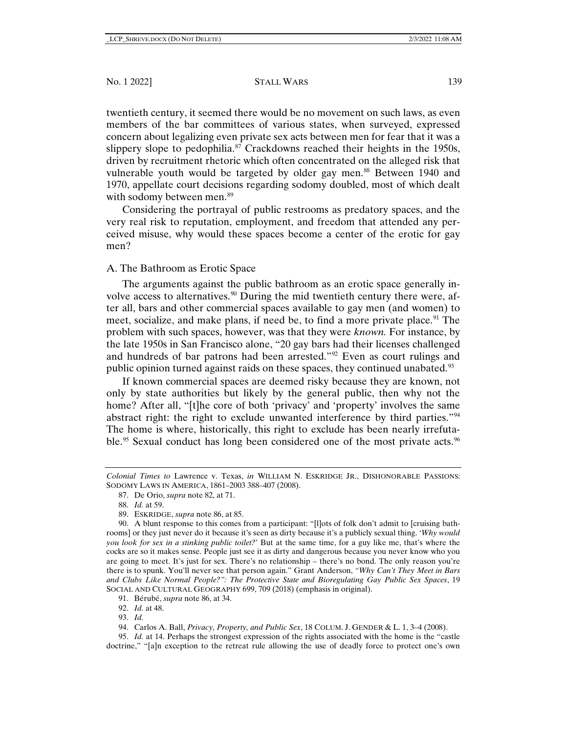twentieth century, it seemed there would be no movement on such laws, as even members of the bar committees of various states, when surveyed, expressed concern about legalizing even private sex acts between men for fear that it was a slippery slope to pedophilia.[87] Crackdowns reached their heights in the 1950s, driven by recruitment rhetoric which often concentrated on the alleged risk that vulnerable youth would be targeted by older gay men.[88] Between 1940 and 1970, appellate court decisions regarding sodomy doubled, most of which dealt with sodomy between men.[89]

Considering the portrayal of public restrooms as predatory spaces, and the very real risk to reputation, employment, and freedom that attended any perceived misuse, why would these spaces become a center of the erotic for gay men?

## A. The Bathroom as Erotic Space

The arguments against the public bathroom as an erotic space generally involve access to alternatives.[90] During the mid twentieth century there were, after all, bars and other commercial spaces available to gay men (and women) to meet, socialize, and make plans, if need be, to find a more private place.[91] The problem with such spaces, however, was that they were *known.* For instance, by the late 1950s in San Francisco alone, "20 gay bars had their licenses challenged and hundreds of bar patrons had been arrested."[92] Even as court rulings and public opinion turned against raids on these spaces, they continued unabated.[93]

If known commercial spaces are deemed risky because they are known, not only by state authorities but likely by the general public, then why not the home? After all, "[t]he core of both 'privacy' and 'property' involves the same abstract right: the right to exclude unwanted interference by third parties."[94] The home is where, historically, this right to exclude has been nearly irrefutable.[95] Sexual conduct has long been considered one of the most private acts.[96]

---

*Colonial Times to* Lawrence v. Texas, *in* WILLIAM N. ESKRIDGE JR., DISHONORABLE PASSIONS: SODOMY LAWS IN AMERICA, 1861–2003 388–407 (2008).

87. De Orio, *supra* note 82, at 71.

88. *Id.* at 59.

89. ESKRIDGE, *supra* note 86, at 85.

90. A blunt response to this comes from a participant: "[l]ots of folk don't admit to [cruising bathrooms] or they just never do it because it's seen as dirty because it's a publicly sexual thing. '*Why would you look for sex in a stinking public toilet?*' But at the same time, for a guy like me, that's where the cocks are so it makes sense. People just see it as dirty and dangerous because you never know who you are going to meet. It's just for sex. There's no relationship – there's no bond. The only reason you're there is to spunk. You'll never see that person again." Grant Anderson, *"Why Can't They Meet in Bars and Clubs Like Normal People?": The Protective State and Bioregulating Gay Public Sex Spaces*, 19 SOCIAL AND CULTURAL GEOGRAPHY 699, 709 (2018) (emphasis in original).

91. Bérubé, *supra* note 86, at 34.

92. *Id.* at 48.

93. *Id.*

94. Carlos A. Ball, *Privacy, Property, and Public Sex*, 18 COLUM. J. GENDER & L. 1, 3–4 (2008).

95. *Id.* at 14. Perhaps the strongest expression of the rights associated with the home is the "castle doctrine," "[a]n exception to the retreat rule allowing the use of deadly force to protect one's own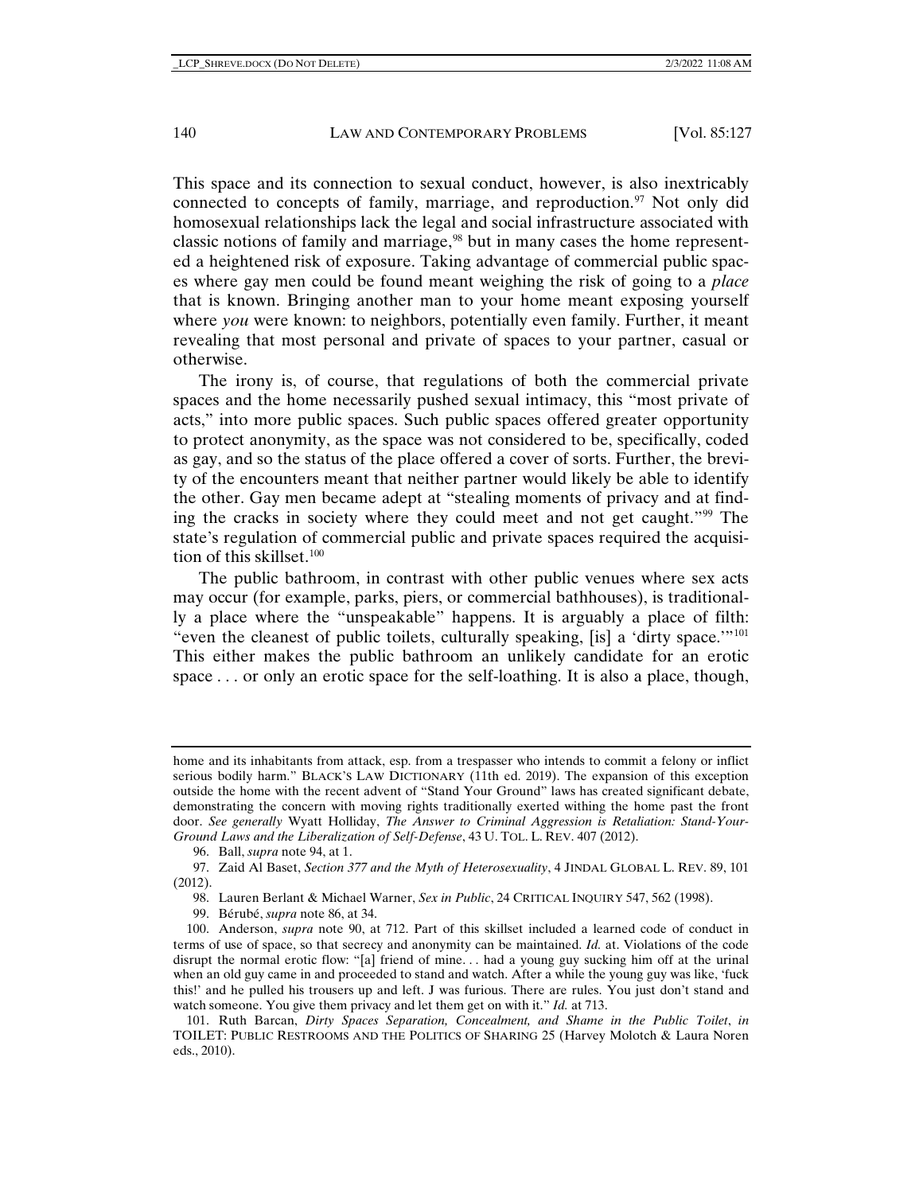This space and its connection to sexual conduct, however, is also inextricably connected to concepts of family, marriage, and reproduction.[97] Not only did homosexual relationships lack the legal and social infrastructure associated with classic notions of family and marriage,[98] but in many cases the home represented a heightened risk of exposure. Taking advantage of commercial public spaces where gay men could be found meant weighing the risk of going to a *place* that is known. Bringing another man to your home meant exposing yourself where *you* were known: to neighbors, potentially even family. Further, it meant revealing that most personal and private of spaces to your partner, casual or otherwise.

The irony is, of course, that regulations of both the commercial private spaces and the home necessarily pushed sexual intimacy, this "most private of acts," into more public spaces. Such public spaces offered greater opportunity to protect anonymity, as the space was not considered to be, specifically, coded as gay, and so the status of the place offered a cover of sorts. Further, the brevity of the encounters meant that neither partner would likely be able to identify the other. Gay men became adept at "stealing moments of privacy and at finding the cracks in society where they could meet and not get caught."[99] The state's regulation of commercial public and private spaces required the acquisition of this skillset.[100]

The public bathroom, in contrast with other public venues where sex acts may occur (for example, parks, piers, or commercial bathhouses), is traditionally a place where the "unspeakable" happens. It is arguably a place of filth: "even the cleanest of public toilets, culturally speaking, [is] a 'dirty space.'"[101] This either makes the public bathroom an unlikely candidate for an erotic space . . . or only an erotic space for the self-loathing. It is also a place, though,

---

home and its inhabitants from attack, esp. from a trespasser who intends to commit a felony or inflict serious bodily harm." BLACK'S LAW DICTIONARY (11th ed. 2019). The expansion of this exception outside the home with the recent advent of "Stand Your Ground" laws has created significant debate, demonstrating the concern with moving rights traditionally exerted withing the home past the front door. *See generally* Wyatt Holliday, *The Answer to Criminal Aggression is Retaliation: Stand-Your-Ground Laws and the Liberalization of Self-Defense*, 43 U. TOL. L. REV. 407 (2012).

96. Ball, *supra* note 94, at 1.

97. Zaid Al Baset, *Section 377 and the Myth of Heterosexuality*, 4 JINDAL GLOBAL L. REV. 89, 101 (2012).

98. Lauren Berlant & Michael Warner, *Sex in Public*, 24 CRITICAL INQUIRY 547, 562 (1998).

99. Bérubé, *supra* note 86, at 34.

100. Anderson, *supra* note 90, at 712. Part of this skillset included a learned code of conduct in terms of use of space, so that secrecy and anonymity can be maintained. *Id.* at. Violations of the code disrupt the normal erotic flow: "[a] friend of mine. . . had a young guy sucking him off at the urinal when an old guy came in and proceeded to stand and watch. After a while the young guy was like, 'fuck this!' and he pulled his trousers up and left. J was furious. There are rules. You just don't stand and watch someone. You give them privacy and let them get on with it." *Id.* at 713.

101. Ruth Barcan, *Dirty Spaces Separation, Concealment, and Shame in the Public Toilet*, *in* TOILET: PUBLIC RESTROOMS AND THE POLITICS OF SHARING 25 (Harvey Molotch & Laura Noren eds., 2010).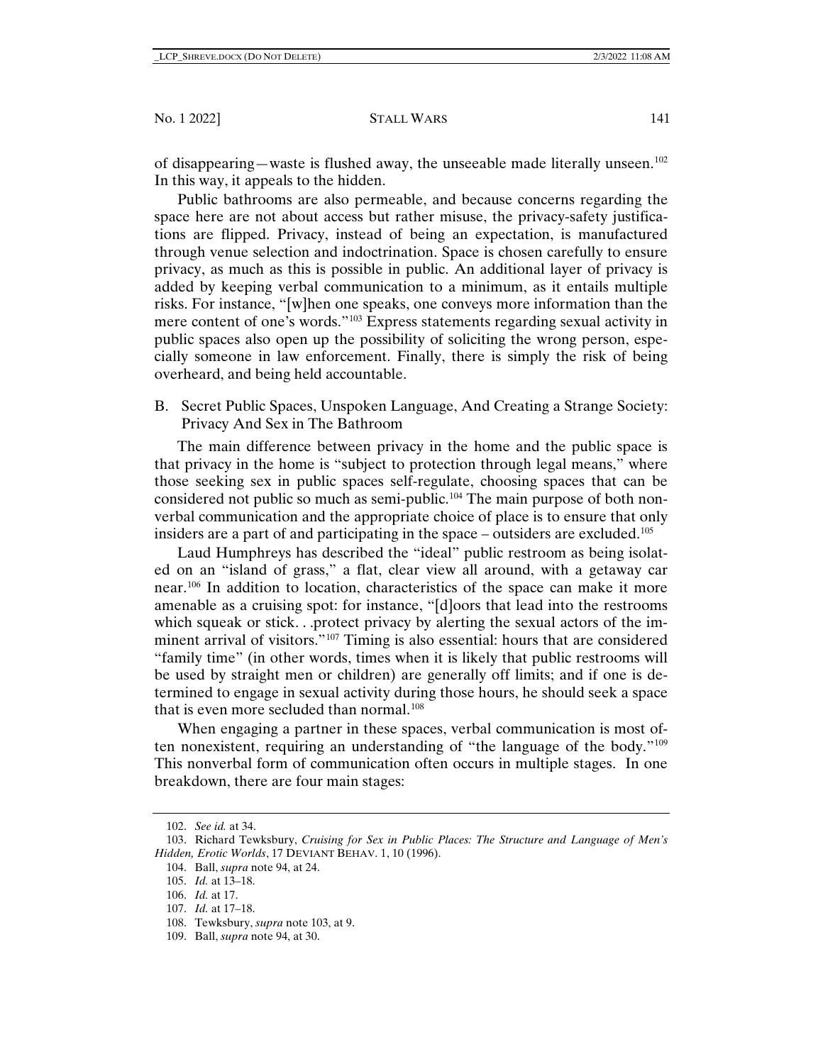of disappearing—waste is flushed away, the unseeable made literally unseen.[102] In this way, it appeals to the hidden.

Public bathrooms are also permeable, and because concerns regarding the space here are not about access but rather misuse, the privacy-safety justifications are flipped. Privacy, instead of being an expectation, is manufactured through venue selection and indoctrination. Space is chosen carefully to ensure privacy, as much as this is possible in public. An additional layer of privacy is added by keeping verbal communication to a minimum, as it entails multiple risks. For instance, "[w]hen one speaks, one conveys more information than the mere content of one's words."[103] Express statements regarding sexual activity in public spaces also open up the possibility of soliciting the wrong person, especially someone in law enforcement. Finally, there is simply the risk of being overheard, and being held accountable.

### B. Secret Public Spaces, Unspoken Language, And Creating a Strange Society: Privacy And Sex in The Bathroom

The main difference between privacy in the home and the public space is that privacy in the home is "subject to protection through legal means," where those seeking sex in public spaces self-regulate, choosing spaces that can be considered not public so much as semi-public.[104] The main purpose of both nonverbal communication and the appropriate choice of place is to ensure that only insiders are a part of and participating in the space – outsiders are excluded.[105]

Laud Humphreys has described the "ideal" public restroom as being isolated on an "island of grass," a flat, clear view all around, with a getaway car near.[106] In addition to location, characteristics of the space can make it more amenable as a cruising spot: for instance, "[d]oors that lead into the restrooms which squeak or stick. . .protect privacy by alerting the sexual actors of the imminent arrival of visitors."[107] Timing is also essential: hours that are considered "family time" (in other words, times when it is likely that public restrooms will be used by straight men or children) are generally off limits; and if one is determined to engage in sexual activity during those hours, he should seek a space that is even more secluded than normal.[108]

When engaging a partner in these spaces, verbal communication is most often nonexistent, requiring an understanding of "the language of the body."[109] This nonverbal form of communication often occurs in multiple stages. In one breakdown, there are four main stages:

---

102. *See id.* at 34.

103. Richard Tewksbury, *Cruising for Sex in Public Places: The Structure and Language of Men's Hidden, Erotic Worlds*, 17 DEVIANT BEHAV. 1, 10 (1996).

104. Ball, *supra* note 94, at 24.

105. *Id.* at 13–18.

106. *Id.* at 17.

107. *Id.* at 17–18.

108. Tewksbury, *supra* note 103, at 9.

109. Ball, *supra* note 94, at 30.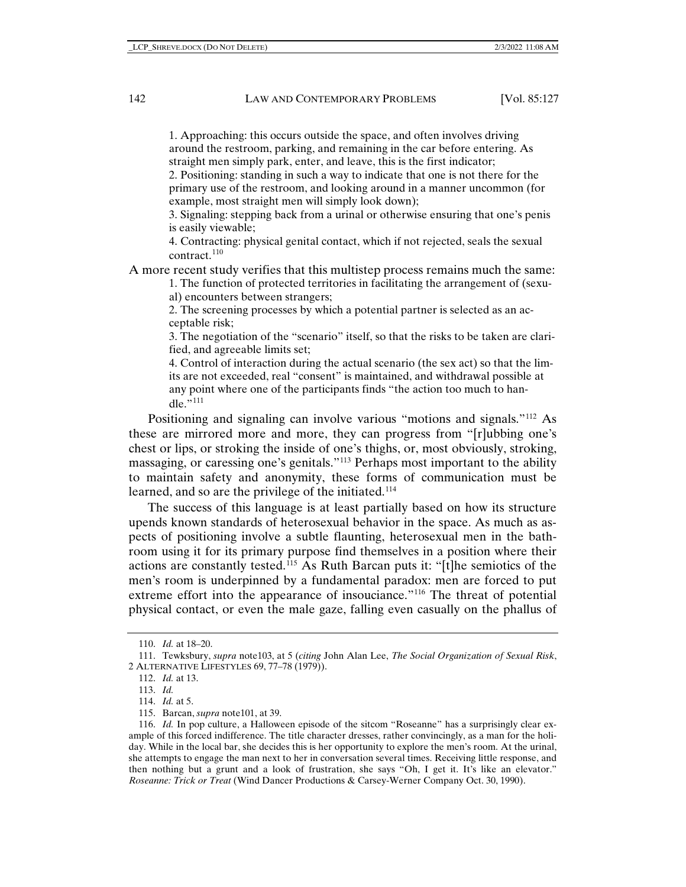1. Approaching: this occurs outside the space, and often involves driving around the restroom, parking, and remaining in the car before entering. As straight men simply park, enter, and leave, this is the first indicator;

2. Positioning: standing in such a way to indicate that one is not there for the primary use of the restroom, and looking around in a manner uncommon (for example, most straight men will simply look down);

3. Signaling: stepping back from a urinal or otherwise ensuring that one's penis is easily viewable;

4. Contracting: physical genital contact, which if not rejected, seals the sexual contract.[110]

A more recent study verifies that this multistep process remains much the same:

1. The function of protected territories in facilitating the arrangement of (sexual) encounters between strangers;

2. The screening processes by which a potential partner is selected as an acceptable risk;

3. The negotiation of the "scenario" itself, so that the risks to be taken are clarified, and agreeable limits set;

4. Control of interaction during the actual scenario (the sex act) so that the limits are not exceeded, real "consent" is maintained, and withdrawal possible at any point where one of the participants finds "the action too much to handle."[111]

Positioning and signaling can involve various "motions and signals."[112] As these are mirrored more and more, they can progress from "[r]ubbing one's chest or lips, or stroking the inside of one's thighs, or, most obviously, stroking, massaging, or caressing one's genitals."[113] Perhaps most important to the ability to maintain safety and anonymity, these forms of communication must be learned, and so are the privilege of the initiated.[114]

The success of this language is at least partially based on how its structure upends known standards of heterosexual behavior in the space. As much as aspects of positioning involve a subtle flaunting, heterosexual men in the bathroom using it for its primary purpose find themselves in a position where their actions are constantly tested.[115] As Ruth Barcan puts it: "[t]he semiotics of the men's room is underpinned by a fundamental paradox: men are forced to put extreme effort into the appearance of insouciance."[116] The threat of potential physical contact, or even the male gaze, falling even casually on the phallus of

110. *Id.* at 18–20.

111. Tewksbury, *supra* note103, at 5 (*citing* John Alan Lee, *The Social Organization of Sexual Risk*, 2 ALTERNATIVE LIFESTYLES 69, 77–78 (1979)).

112. *Id.* at 13.

113. *Id.*

114. *Id.* at 5.

115. Barcan, *supra* note101, at 39.

116. *Id.* In pop culture, a Halloween episode of the sitcom "Roseanne" has a surprisingly clear example of this forced indifference. The title character dresses, rather convincingly, as a man for the holiday. While in the local bar, she decides this is her opportunity to explore the men's room. At the urinal, she attempts to engage the man next to her in conversation several times. Receiving little response, and then nothing but a grunt and a look of frustration, she says "Oh, I get it. It's like an elevator." *Roseanne: Trick or Treat* (Wind Dancer Productions & Carsey-Werner Company Oct. 30, 1990).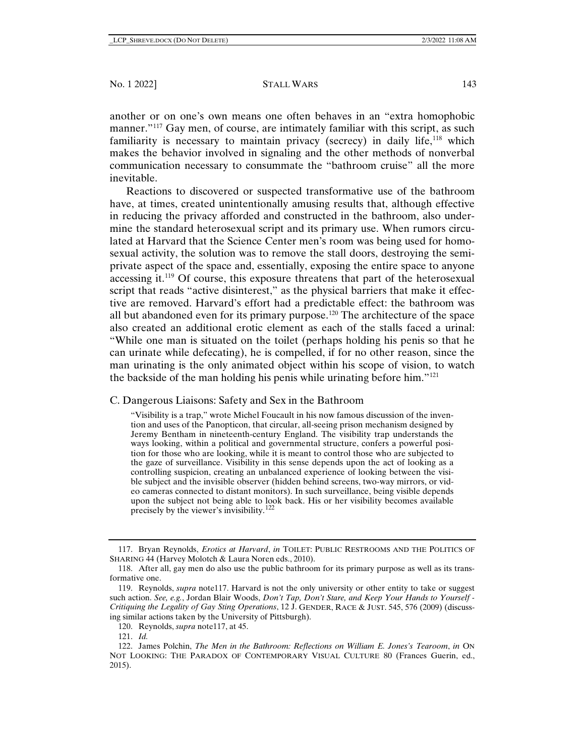another or on one's own means one often behaves in an "extra homophobic manner."[117] Gay men, of course, are intimately familiar with this script, as such familiarity is necessary to maintain privacy (secrecy) in daily life,[118] which makes the behavior involved in signaling and the other methods of nonverbal communication necessary to consummate the "bathroom cruise" all the more inevitable.

Reactions to discovered or suspected transformative use of the bathroom have, at times, created unintentionally amusing results that, although effective in reducing the privacy afforded and constructed in the bathroom, also undermine the standard heterosexual script and its primary use. When rumors circulated at Harvard that the Science Center men's room was being used for homosexual activity, the solution was to remove the stall doors, destroying the semi-private aspect of the space and, essentially, exposing the entire space to anyone accessing it.[119] Of course, this exposure threatens that part of the heterosexual script that reads "active disinterest," as the physical barriers that make it effective are removed. Harvard's effort had a predictable effect: the bathroom was all but abandoned even for its primary purpose.[120] The architecture of the space also created an additional erotic element as each of the stalls faced a urinal: "While one man is situated on the toilet (perhaps holding his penis so that he can urinate while defecating), he is compelled, if for no other reason, since the man urinating is the only animated object within his scope of vision, to watch the backside of the man holding his penis while urinating before him."[121]

### C. Dangerous Liaisons: Safety and Sex in the Bathroom

> "Visibility is a trap," wrote Michel Foucault in his now famous discussion of the invention and uses of the Panopticon, that circular, all-seeing prison mechanism designed by Jeremy Bentham in nineteenth-century England. The visibility trap understands the ways looking, within a political and governmental structure, confers a powerful position for those who are looking, while it is meant to control those who are subjected to the gaze of surveillance. Visibility in this sense depends upon the act of looking as a controlling suspicion, creating an unbalanced experience of looking between the visible subject and the invisible observer (hidden behind screens, two-way mirrors, or video cameras connected to distant monitors). In such surveillance, being visible depends upon the subject not being able to look back. His or her visibility becomes available precisely by the viewer's invisibility.[122]

---

117. Bryan Reynolds, *Erotics at Harvard*, *in* TOILET: PUBLIC RESTROOMS AND THE POLITICS OF SHARING 44 (Harvey Molotch & Laura Noren eds., 2010).

118. After all, gay men do also use the public bathroom for its primary purpose as well as its transformative one.

119. Reynolds, *supra* note117. Harvard is not the only university or other entity to take or suggest such action. *See, e.g.*, Jordan Blair Woods, *Don't Tap, Don't Stare, and Keep Your Hands to Yourself - Critiquing the Legality of Gay Sting Operations*, 12 J. GENDER, RACE & JUST. 545, 576 (2009) (discussing similar actions taken by the University of Pittsburgh).

120. Reynolds, *supra* note117, at 45.

121. *Id.*

122. James Polchin, *The Men in the Bathroom: Reflections on William E. Jones's Tearoom*, *in* ON NOT LOOKING: THE PARADOX OF CONTEMPORARY VISUAL CULTURE 80 (Frances Guerin, ed., 2015).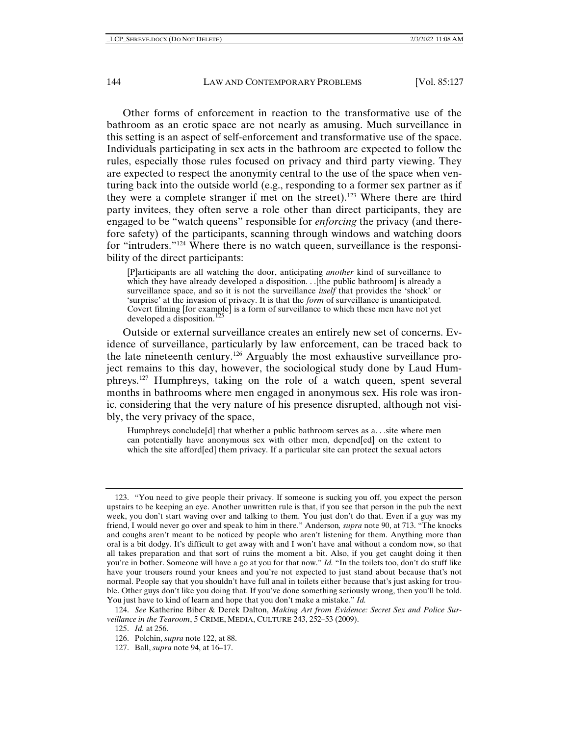Other forms of enforcement in reaction to the transformative use of the bathroom as an erotic space are not nearly as amusing. Much surveillance in this setting is an aspect of self-enforcement and transformative use of the space. Individuals participating in sex acts in the bathroom are expected to follow the rules, especially those rules focused on privacy and third party viewing. They are expected to respect the anonymity central to the use of the space when venturing back into the outside world (e.g., responding to a former sex partner as if they were a complete stranger if met on the street).[123] Where there are third party invitees, they often serve a role other than direct participants, they are engaged to be "watch queens" responsible for *enforcing* the privacy (and therefore safety) of the participants, scanning through windows and watching doors for "intruders."[124] Where there is no watch queen, surveillance is the responsibility of the direct participants:

> [P]articipants are all watching the door, anticipating *another* kind of surveillance to which they have already developed a disposition. . .[the public bathroom] is already a surveillance space, and so it is not the surveillance *itself* that provides the 'shock' or 'surprise' at the invasion of privacy. It is that the *form* of surveillance is unanticipated. Covert filming [for example] is a form of surveillance to which these men have not yet developed a disposition.[125]

Outside or external surveillance creates an entirely new set of concerns. Evidence of surveillance, particularly by law enforcement, can be traced back to the late nineteenth century.[126] Arguably the most exhaustive surveillance project remains to this day, however, the sociological study done by Laud Humphreys.[127] Humphreys, taking on the role of a watch queen, spent several months in bathrooms where men engaged in anonymous sex. His role was ironic, considering that the very nature of his presence disrupted, although not visibly, the very privacy of the space,

> Humphreys conclude[d] that whether a public bathroom serves as a. . .site where men can potentially have anonymous sex with other men, depend[ed] on the extent to which the site afford[ed] them privacy. If a particular site can protect the sexual actors

---

123. "You need to give people their privacy. If someone is sucking you off, you expect the person upstairs to be keeping an eye. Another unwritten rule is that, if you see that person in the pub the next week, you don't start waving over and talking to them. You just don't do that. Even if a guy was my friend, I would never go over and speak to him in there." Anderson*, supra* note 90, at 713. "The knocks and coughs aren't meant to be noticed by people who aren't listening for them. Anything more than oral is a bit dodgy. It's difficult to get away with and I won't have anal without a condom now, so that all takes preparation and that sort of ruins the moment a bit. Also, if you get caught doing it then you're in bother. Someone will have a go at you for that now." *Id.* "In the toilets too, don't do stuff like have your trousers round your knees and you're not expected to just stand about because that's not normal. People say that you shouldn't have full anal in toilets either because that's just asking for trouble. Other guys don't like you doing that. If you've done something seriously wrong, then you'll be told. You just have to kind of learn and hope that you don't make a mistake." *Id.*

124. *See* Katherine Biber & Derek Dalton, *Making Art from Evidence: Secret Sex and Police Surveillance in the Tearoom*, 5 CRIME, MEDIA, CULTURE 243, 252–53 (2009).

125. *Id.* at 256.

126. Polchin, *supra* note 122, at 88.

127. Ball, *supra* note 94, at 16–17.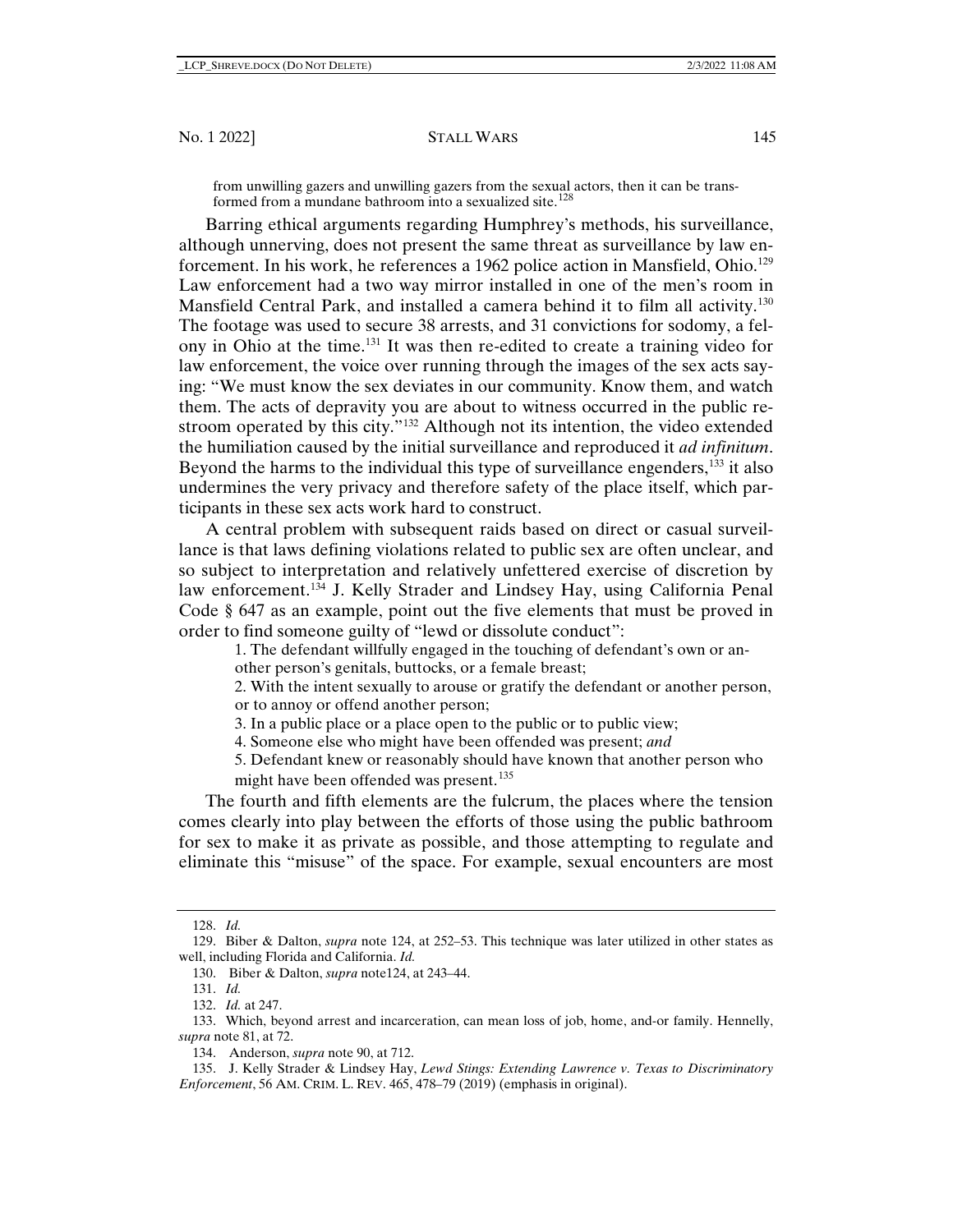from unwilling gazers and unwilling gazers from the sexual actors, then it can be transformed from a mundane bathroom into a sexualized site.[128]

Barring ethical arguments regarding Humphrey's methods, his surveillance, although unnerving, does not present the same threat as surveillance by law enforcement. In his work, he references a 1962 police action in Mansfield, Ohio.[129] Law enforcement had a two way mirror installed in one of the men's room in Mansfield Central Park, and installed a camera behind it to film all activity.[130] The footage was used to secure 38 arrests, and 31 convictions for sodomy, a felony in Ohio at the time.[131] It was then re-edited to create a training video for law enforcement, the voice over running through the images of the sex acts saying: "We must know the sex deviates in our community. Know them, and watch them. The acts of depravity you are about to witness occurred in the public restroom operated by this city."[132] Although not its intention, the video extended the humiliation caused by the initial surveillance and reproduced it *ad infinitum*. Beyond the harms to the individual this type of surveillance engenders,[133] it also undermines the very privacy and therefore safety of the place itself, which participants in these sex acts work hard to construct.

A central problem with subsequent raids based on direct or casual surveillance is that laws defining violations related to public sex are often unclear, and so subject to interpretation and relatively unfettered exercise of discretion by law enforcement.[134] J. Kelly Strader and Lindsey Hay, using California Penal Code § 647 as an example, point out the five elements that must be proved in order to find someone guilty of "lewd or dissolute conduct":

> 1. The defendant willfully engaged in the touching of defendant's own or another person's genitals, buttocks, or a female breast;
> 2. With the intent sexually to arouse or gratify the defendant or another person, or to annoy or offend another person;
> 3. In a public place or a place open to the public or to public view;
> 4. Someone else who might have been offended was present; *and*
> 5. Defendant knew or reasonably should have known that another person who might have been offended was present.[135]

The fourth and fifth elements are the fulcrum, the places where the tension comes clearly into play between the efforts of those using the public bathroom for sex to make it as private as possible, and those attempting to regulate and eliminate this "misuse" of the space. For example, sexual encounters are most

---

128. *Id.*

129. Biber & Dalton, *supra* note 124, at 252–53. This technique was later utilized in other states as well, including Florida and California. *Id.*

130. Biber & Dalton, *supra* note124, at 243–44.

131. *Id.*

132. *Id.* at 247.

133. Which, beyond arrest and incarceration, can mean loss of job, home, and-or family. Hennelly, *supra* note 81, at 72.

134. Anderson, *supra* note 90, at 712.

135. J. Kelly Strader & Lindsey Hay, *Lewd Stings: Extending Lawrence v. Texas to Discriminatory Enforcement*, 56 AM. CRIM. L. REV. 465, 478–79 (2019) (emphasis in original).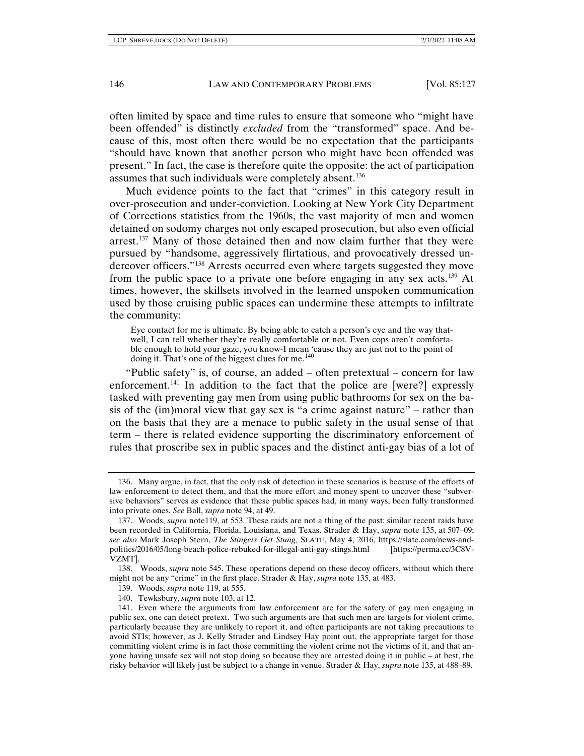often limited by space and time rules to ensure that someone who "might have been offended" is distinctly *excluded* from the "transformed" space. And because of this, most often there would be no expectation that the participants "should have known that another person who might have been offended was present." In fact, the case is therefore quite the opposite: the act of participation assumes that such individuals were completely absent.[136]

Much evidence points to the fact that "crimes" in this category result in over-prosecution and under-conviction. Looking at New York City Department of Corrections statistics from the 1960s, the vast majority of men and women detained on sodomy charges not only escaped prosecution, but also even official arrest.[137] Many of those detained then and now claim further that they were pursued by "handsome, aggressively flirtatious, and provocatively dressed undercover officers."[138] Arrests occurred even where targets suggested they move from the public space to a private one before engaging in any sex acts.[139] At times, however, the skillsets involved in the learned unspoken communication used by those cruising public spaces can undermine these attempts to infiltrate the community:

> Eye contact for me is ultimate. By being able to catch a person's eye and the way that-well, I can tell whether they're really comfortable or not. Even cops aren't comfortable enough to hold your gaze, you know-I mean 'cause they are just not to the point of doing it. That's one of the biggest clues for me.[140]

"Public safety" is, of course, an added – often pretextual – concern for law enforcement.[141] In addition to the fact that the police are [were?] expressly tasked with preventing gay men from using public bathrooms for sex on the basis of the (im)moral view that gay sex is "a crime against nature" – rather than on the basis that they are a menace to public safety in the usual sense of that term – there is related evidence supporting the discriminatory enforcement of rules that proscribe sex in public spaces and the distinct anti-gay bias of a lot of

---

136. Many argue, in fact, that the only risk of detection in these scenarios is because of the efforts of law enforcement to detect them, and that the more effort and money spent to uncover these "subversive behaviors" serves as evidence that these public spaces had, in many ways, been fully transformed into private ones. *See* Ball, *supra* note 94, at 49.

137. Woods, *supra* note119, at 553. These raids are not a thing of the past: similar recent raids have been recorded in California, Florida, Louisiana, and Texas. Strader & Hay, *supra* note 135, at 507–09; *see also* Mark Joseph Stern, *The Stingers Get Stung*, SLATE, May 4, 2016, https://slate.com/news-and-politics/2016/05/long-beach-police-rebuked-for-illegal-anti-gay-stings.html [https://perma.cc/3C8V-VZMT].

138. Woods, *supra* note 545. These operations depend on these decoy officers, without which there might not be any "crime" in the first place. Strader & Hay, *supra* note 135, at 483.

139. Woods, *supra* note 119, at 555.

140. Tewksbury, *supra* note 103, at 12.

141. Even where the arguments from law enforcement are for the safety of gay men engaging in public sex, one can detect pretext. Two such arguments are that such men are targets for violent crime, particularly because they are unlikely to report it, and often participants are not taking precautions to avoid STIs; however, as J. Kelly Strader and Lindsey Hay point out, the appropriate target for those committing violent crime is in fact those committing the violent crime not the victims of it, and that anyone having unsafe sex will not stop doing so because they are arrested doing it in public – at best, the risky behavior will likely just be subject to a change in venue. Strader & Hay, *supra* note 135, at 488–89.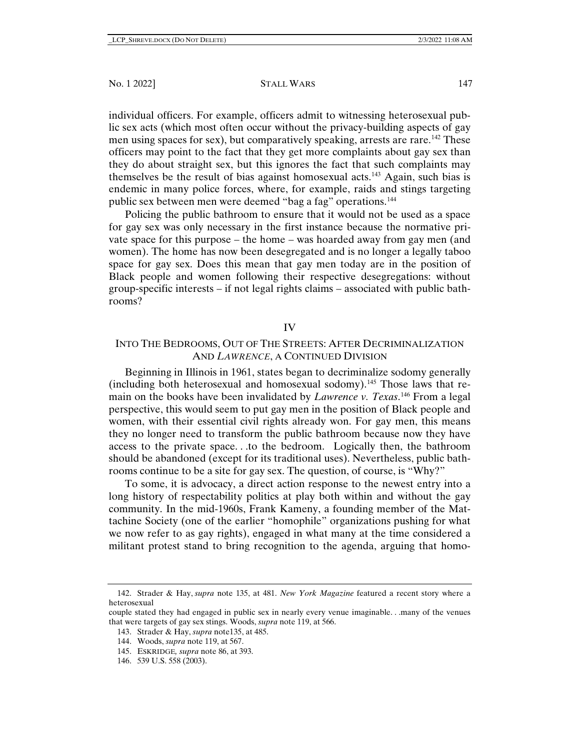individual officers. For example, officers admit to witnessing heterosexual public sex acts (which most often occur without the privacy-building aspects of gay men using spaces for sex), but comparatively speaking, arrests are rare.[142] These officers may point to the fact that they get more complaints about gay sex than they do about straight sex, but this ignores the fact that such complaints may themselves be the result of bias against homosexual acts.[143] Again, such bias is endemic in many police forces, where, for example, raids and stings targeting public sex between men were deemed "bag a fag" operations.[144]

Policing the public bathroom to ensure that it would not be used as a space for gay sex was only necessary in the first instance because the normative private space for this purpose – the home – was hoarded away from gay men (and women). The home has now been desegregated and is no longer a legally taboo space for gay sex. Does this mean that gay men today are in the position of Black people and women following their respective desegregations: without group-specific interests – if not legal rights claims – associated with public bathrooms?

## IV

### INTO THE BEDROOMS, OUT OF THE STREETS: AFTER DECRIMINALIZATION AND *LAWRENCE*, A CONTINUED DIVISION

Beginning in Illinois in 1961, states began to decriminalize sodomy generally (including both heterosexual and homosexual sodomy).[145] Those laws that remain on the books have been invalidated by *Lawrence v. Texas*.[146] From a legal perspective, this would seem to put gay men in the position of Black people and women, with their essential civil rights already won. For gay men, this means they no longer need to transform the public bathroom because now they have access to the private space. . .to the bedroom. Logically then, the bathroom should be abandoned (except for its traditional uses). Nevertheless, public bathrooms continue to be a site for gay sex. The question, of course, is "Why?"

To some, it is advocacy, a direct action response to the newest entry into a long history of respectability politics at play both within and without the gay community. In the mid-1960s, Frank Kameny, a founding member of the Mattachine Society (one of the earlier "homophile" organizations pushing for what we now refer to as gay rights), engaged in what many at the time considered a militant protest stand to bring recognition to the agenda, arguing that homo-

---

142. Strader & Hay, *supra* note 135, at 481. *New York Magazine* featured a recent story where a heterosexual couple stated they had engaged in public sex in nearly every venue imaginable. . .many of the venues that were targets of gay sex stings. Woods, *supra* note 119, at 566.

143. Strader & Hay, *supra* note135, at 485.

144. Woods, *supra* note 119, at 567.

145. ESKRIDGE*, supra* note 86, at 393.

146. 539 U.S. 558 (2003).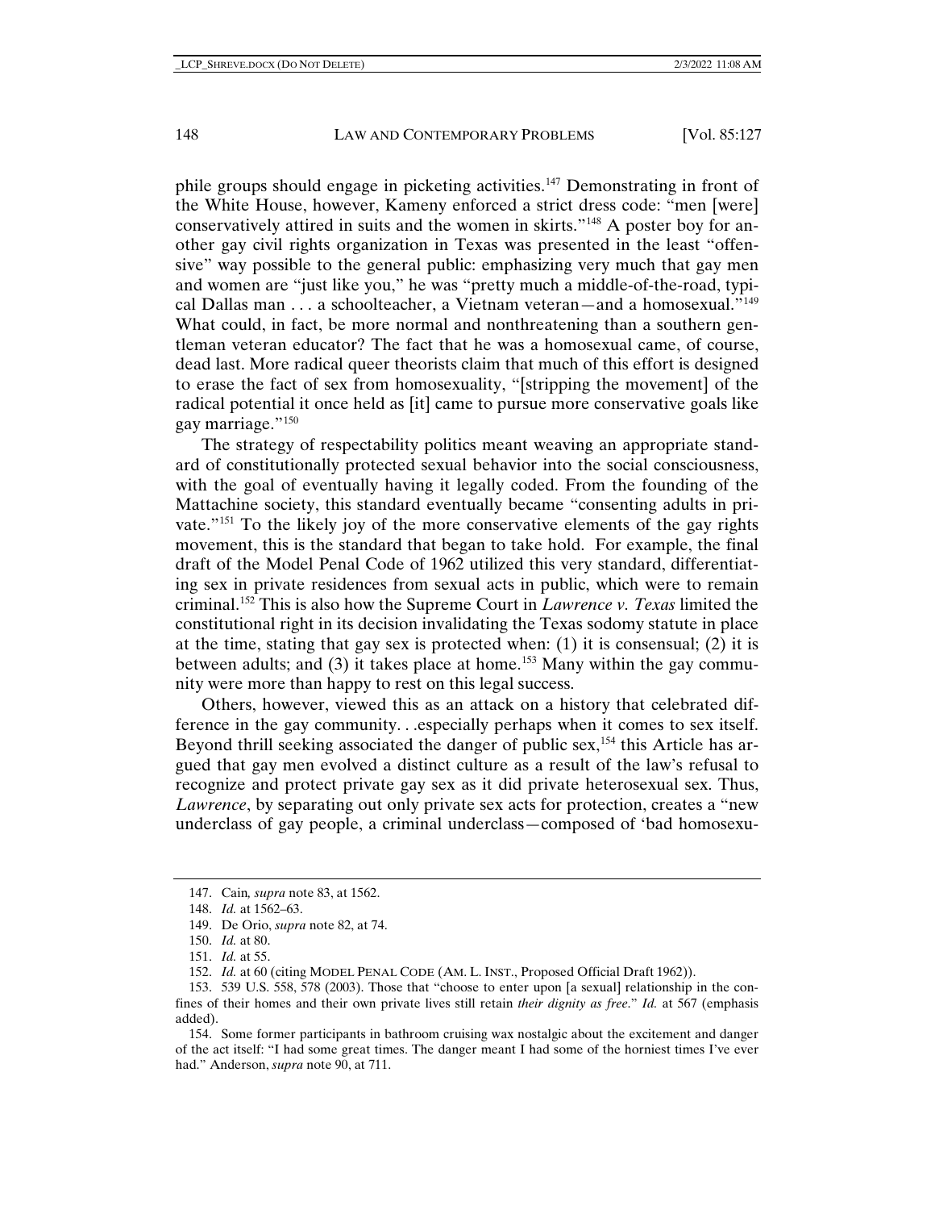phile groups should engage in picketing activities.[147] Demonstrating in front of the White House, however, Kameny enforced a strict dress code: "men [were] conservatively attired in suits and the women in skirts."[148] A poster boy for another gay civil rights organization in Texas was presented in the least "offensive" way possible to the general public: emphasizing very much that gay men and women are "just like you," he was "pretty much a middle-of-the-road, typical Dallas man . . . a schoolteacher, a Vietnam veteran—and a homosexual."[149] What could, in fact, be more normal and nonthreatening than a southern gentleman veteran educator? The fact that he was a homosexual came, of course, dead last. More radical queer theorists claim that much of this effort is designed to erase the fact of sex from homosexuality, "[stripping the movement] of the radical potential it once held as [it] came to pursue more conservative goals like gay marriage."[150]

The strategy of respectability politics meant weaving an appropriate standard of constitutionally protected sexual behavior into the social consciousness, with the goal of eventually having it legally coded. From the founding of the Mattachine society, this standard eventually became "consenting adults in private."[151] To the likely joy of the more conservative elements of the gay rights movement, this is the standard that began to take hold. For example, the final draft of the Model Penal Code of 1962 utilized this very standard, differentiating sex in private residences from sexual acts in public, which were to remain criminal.[152] This is also how the Supreme Court in *Lawrence v. Texas* limited the constitutional right in its decision invalidating the Texas sodomy statute in place at the time, stating that gay sex is protected when: (1) it is consensual; (2) it is between adults; and (3) it takes place at home.[153] Many within the gay community were more than happy to rest on this legal success.

Others, however, viewed this as an attack on a history that celebrated difference in the gay community. . .especially perhaps when it comes to sex itself. Beyond thrill seeking associated the danger of public sex,[154] this Article has argued that gay men evolved a distinct culture as a result of the law's refusal to recognize and protect private gay sex as it did private heterosexual sex. Thus, *Lawrence*, by separating out only private sex acts for protection, creates a "new underclass of gay people, a criminal underclass—composed of 'bad homosexu-

---

147. Cain*, supra* note 83, at 1562.

148. *Id.* at 1562–63.

149. De Orio, *supra* note 82, at 74.

150. *Id.* at 80.

151. *Id.* at 55.

152. *Id.* at 60 (citing MODEL PENAL CODE (AM. L. INST., Proposed Official Draft 1962)).

153. 539 U.S. 558, 578 (2003). Those that "choose to enter upon [a sexual] relationship in the confines of their homes and their own private lives still retain *their dignity as free*." *Id.* at 567 (emphasis added).

154. Some former participants in bathroom cruising wax nostalgic about the excitement and danger of the act itself: "I had some great times. The danger meant I had some of the horniest times I've ever had." Anderson, *supra* note 90, at 711.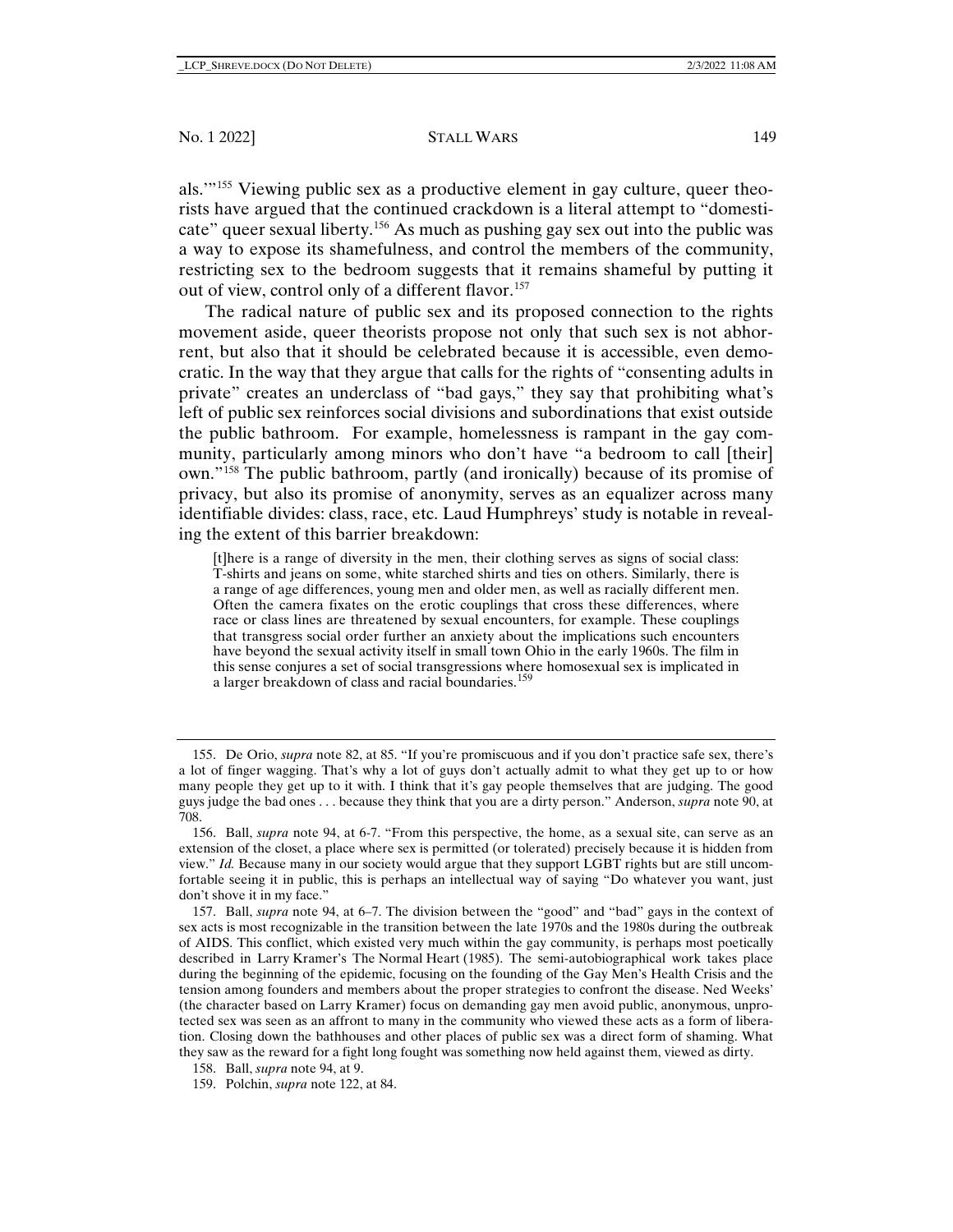als.'"[155] Viewing public sex as a productive element in gay culture, queer theorists have argued that the continued crackdown is a literal attempt to "domesticate" queer sexual liberty.[156] As much as pushing gay sex out into the public was a way to expose its shamefulness, and control the members of the community, restricting sex to the bedroom suggests that it remains shameful by putting it out of view, control only of a different flavor.[157]

The radical nature of public sex and its proposed connection to the rights movement aside, queer theorists propose not only that such sex is not abhorrent, but also that it should be celebrated because it is accessible, even democratic. In the way that they argue that calls for the rights of "consenting adults in private" creates an underclass of "bad gays," they say that prohibiting what's left of public sex reinforces social divisions and subordinations that exist outside the public bathroom. For example, homelessness is rampant in the gay community, particularly among minors who don't have "a bedroom to call [their] own."[158] The public bathroom, partly (and ironically) because of its promise of privacy, but also its promise of anonymity, serves as an equalizer across many identifiable divides: class, race, etc. Laud Humphreys' study is notable in revealing the extent of this barrier breakdown:

> [t]here is a range of diversity in the men, their clothing serves as signs of social class: T-shirts and jeans on some, white starched shirts and ties on others. Similarly, there is a range of age differences, young men and older men, as well as racially different men. Often the camera fixates on the erotic couplings that cross these differences, where race or class lines are threatened by sexual encounters, for example. These couplings that transgress social order further an anxiety about the implications such encounters have beyond the sexual activity itself in small town Ohio in the early 1960s. The film in this sense conjures a set of social transgressions where homosexual sex is implicated in a larger breakdown of class and racial boundaries.[159]

---

155. De Orio, *supra* note 82, at 85. "If you're promiscuous and if you don't practice safe sex, there's a lot of finger wagging. That's why a lot of guys don't actually admit to what they get up to or how many people they get up to it with. I think that it's gay people themselves that are judging. The good guys judge the bad ones . . . because they think that you are a dirty person." Anderson, *supra* note 90, at 708.

156. Ball, *supra* note 94, at 6-7. "From this perspective, the home, as a sexual site, can serve as an extension of the closet, a place where sex is permitted (or tolerated) precisely because it is hidden from view." *Id.* Because many in our society would argue that they support LGBT rights but are still uncomfortable seeing it in public, this is perhaps an intellectual way of saying "Do whatever you want, just don't shove it in my face."

157. Ball, *supra* note 94, at 6–7. The division between the "good" and "bad" gays in the context of sex acts is most recognizable in the transition between the late 1970s and the 1980s during the outbreak of AIDS. This conflict, which existed very much within the gay community, is perhaps most poetically described in Larry Kramer's The Normal Heart (1985). The semi-autobiographical work takes place during the beginning of the epidemic, focusing on the founding of the Gay Men's Health Crisis and the tension among founders and members about the proper strategies to confront the disease. Ned Weeks' (the character based on Larry Kramer) focus on demanding gay men avoid public, anonymous, unprotected sex was seen as an affront to many in the community who viewed these acts as a form of liberation. Closing down the bathhouses and other places of public sex was a direct form of shaming. What they saw as the reward for a fight long fought was something now held against them, viewed as dirty.

158. Ball, *supra* note 94, at 9.

159. Polchin, *supra* note 122, at 84.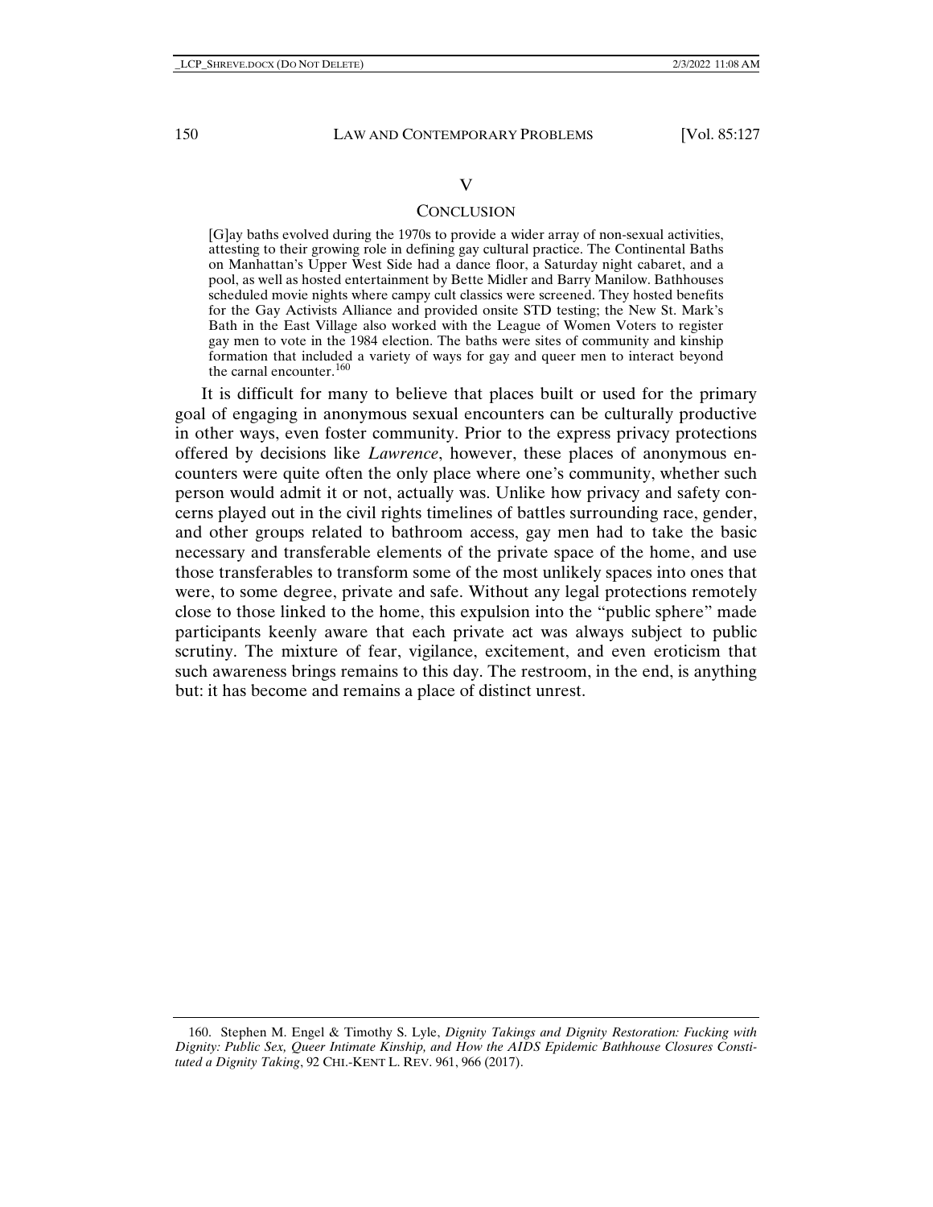## V

## CONCLUSION

> [G]ay baths evolved during the 1970s to provide a wider array of non-sexual activities, attesting to their growing role in defining gay cultural practice. The Continental Baths on Manhattan's Upper West Side had a dance floor, a Saturday night cabaret, and a pool, as well as hosted entertainment by Bette Midler and Barry Manilow. Bathhouses scheduled movie nights where campy cult classics were screened. They hosted benefits for the Gay Activists Alliance and provided onsite STD testing; the New St. Mark's Bath in the East Village also worked with the League of Women Voters to register gay men to vote in the 1984 election. The baths were sites of community and kinship formation that included a variety of ways for gay and queer men to interact beyond the carnal encounter.[160]

It is difficult for many to believe that places built or used for the primary goal of engaging in anonymous sexual encounters can be culturally productive in other ways, even foster community. Prior to the express privacy protections offered by decisions like *Lawrence*, however, these places of anonymous encounters were quite often the only place where one's community, whether such person would admit it or not, actually was. Unlike how privacy and safety concerns played out in the civil rights timelines of battles surrounding race, gender, and other groups related to bathroom access, gay men had to take the basic necessary and transferable elements of the private space of the home, and use those transferables to transform some of the most unlikely spaces into ones that were, to some degree, private and safe. Without any legal protections remotely close to those linked to the home, this expulsion into the "public sphere" made participants keenly aware that each private act was always subject to public scrutiny. The mixture of fear, vigilance, excitement, and even eroticism that such awareness brings remains to this day. The restroom, in the end, is anything but: it has become and remains a place of distinct unrest.

160. Stephen M. Engel & Timothy S. Lyle, *Dignity Takings and Dignity Restoration: Fucking with Dignity: Public Sex, Queer Intimate Kinship, and How the AIDS Epidemic Bathhouse Closures Constituted a Dignity Taking*, 92 CHI.-KENT L. REV. 961, 966 (2017).